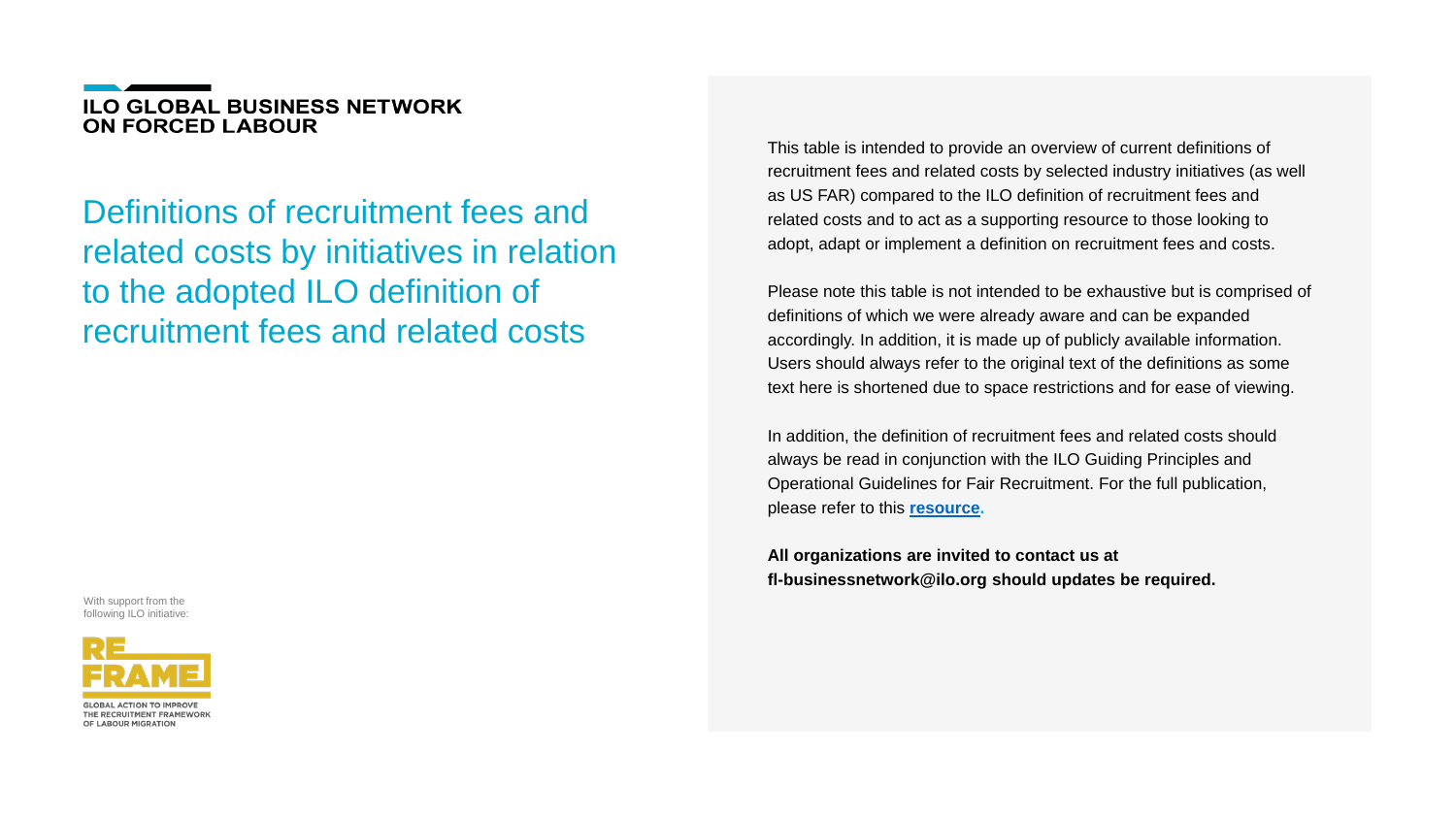**ILO GLOBAL BUSINESS NETWORK ON FORCED LABOUR**

# Definitions of recruitment fees and related costs by initiatives in relation to the adopted ILO definition of recruitment fees and related costs

With support from the following ILO initiative:

REFRAME
GLOBAL ACTION TO IMPROVE THE RECRUITMENT FRAMEWORK OF LABOUR MIGRATION

This table is intended to provide an overview of current definitions of recruitment fees and related costs by selected industry initiatives (as well as US FAR) compared to the ILO definition of recruitment fees and related costs and to act as a supporting resource to those looking to adopt, adapt or implement a definition on recruitment fees and costs.

Please note this table is not intended to be exhaustive but is comprised of definitions of which we were already aware and can be expanded accordingly. In addition, it is made up of publicly available information. Users should always refer to the original text of the definitions as some text here is shortened due to space restrictions and for ease of viewing.

In addition, the definition of recruitment fees and related costs should always be read in conjunction with the ILO Guiding Principles and Operational Guidelines for Fair Recruitment. For the full publication, please refer to this **resource**.

**All organizations are invited to contact us at fl-businessnetwork@ilo.org should updates be required.**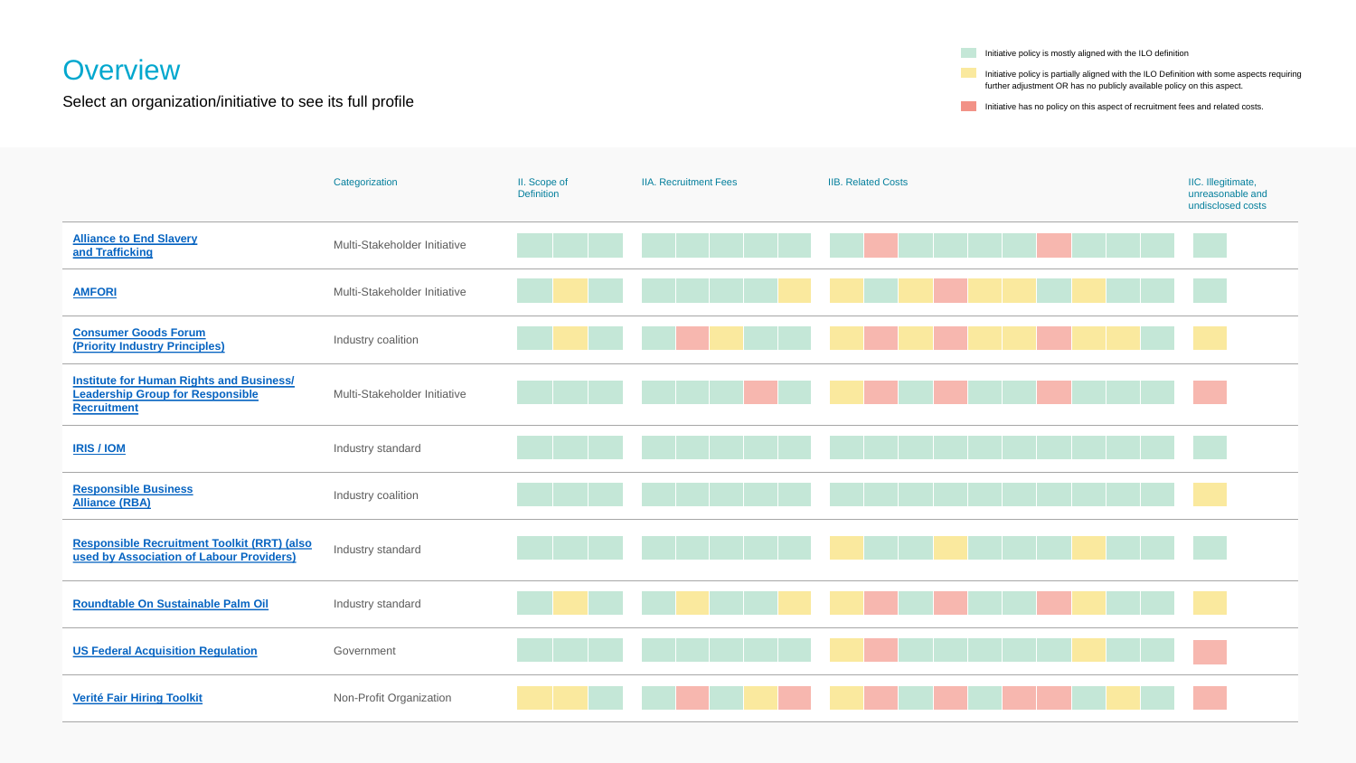# Overview

Select an organization/initiative to see its full profile

- **G** – Initiative policy is mostly aligned with the ILO definition
- **Y** – Initiative policy is partially aligned with the ILO Definition with some aspects requiring further adjustment OR has no publicly available policy on this aspect.
- **R** – Initiative has no policy on this aspect of recruitment fees and related costs.

| | Categorization | II. Scope of Definition | | | IIA. Recruitment Fees | | | | | IIB. Related Costs | | | | | | | | | | IIC. Illegitimate, unreasonable and undisclosed costs |
|---|---|---|---|---|---|---|---|---|---|---|---|---|---|---|---|---|---|---|---|---|
| Alliance to End Slavery and Trafficking | Multi-Stakeholder Initiative | G | G | G | G | G | G | G | G | G | R | G | G | G | G | R | G | G | G | G |
| AMFORI | Multi-Stakeholder Initiative | G | Y | G | G | G | G | G | Y | Y | G | Y | R | Y | Y | G | Y | G | G | G |
| Consumer Goods Forum (Priority Industry Principles) | Industry coalition | G | Y | G | G | R | Y | G | G | Y | R | Y | R | Y | Y | R | Y | Y | G | Y |
| Institute for Human Rights and Business/ Leadership Group for Responsible Recruitment | Multi-Stakeholder Initiative | G | G | G | G | G | G | R | G | Y | R | G | R | G | G | R | G | G | G | R |
| IRIS / IOM | Industry standard | G | G | G | G | G | G | G | G | G | G | G | G | G | G | G | G | G | G | G |
| Responsible Business Alliance (RBA) | Industry coalition | G | G | G | G | G | G | G | G | G | G | G | G | G | G | G | G | G | G | Y |
| Responsible Recruitment Toolkit (RRT) (also used by Association of Labour Providers) | Industry standard | G | G | G | G | G | G | G | G | Y | G | G | Y | G | G | G | Y | G | G | G |
| Roundtable On Sustainable Palm Oil | Industry standard | G | Y | G | G | Y | G | G | Y | Y | R | G | R | G | G | R | Y | G | G | Y |
| US Federal Acquisition Regulation | Government | G | G | G | G | G | G | G | G | Y | R | G | G | G | G | G | Y | G | G | R |
| Verité Fair Hiring Toolkit | Non-Profit Organization | Y | Y | G | G | R | G | Y | R | Y | R | G | R | G | R | R | G | Y | G | R |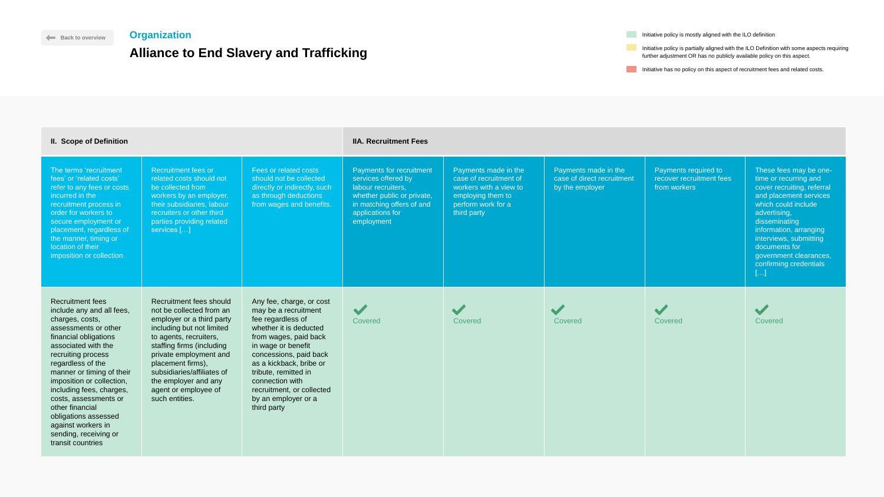Back to overview

**Organization**

# Alliance to End Slavery and Trafficking

- Initiative policy is mostly aligned with the ILO definition
- Initiative policy is partially aligned with the ILO Definition with some aspects requiring further adjustment OR has no publicly available policy on this aspect.
- Initiative has no policy on this aspect of recruitment fees and related costs.

| **II. Scope of Definition** | | | **IIA. Recruitment Fees** | | | | |
|---|---|---|---|---|---|---|---|
| The terms 'recruitment fees' or 'related costs' refer to any fees or costs incurred in the recruitment process in order for workers to secure employment or placement, regardless of the manner, timing or location of their imposition or collection. | Recruitment fees or related costs should not be collected from workers by an employer, their subsidiaries, labour recruiters or other third parties providing related services […] | Fees or related costs should not be collected directly or indirectly, such as through deductions from wages and benefits. | Payments for recruitment services offered by labour recruiters, whether public or private, in matching offers of and applications for employment | Payments made in the case of recruitment of workers with a view to employing them to perform work for a third party | Payments made in the case of direct recruitment by the employer | Payments required to recover recruitment fees from workers | These fees may be one-time or recurring and cover recruiting, referral and placement services which could include advertising, disseminating information, arranging interviews, submitting documents for government clearances, confirming credentials […] |
| Recruitment fees include any and all fees, charges, costs, assessments or other financial obligations associated with the recruiting process regardless of the manner or timing of their imposition or collection, including fees, charges, costs, assessments or other financial obligations assessed against workers in sending, receiving or transit countries | Recruitment fees should not be collected from an employer or a third party including but not limited to agents, recruiters, staffing firms (including private employment and placement firms), subsidiaries/affiliates of the employer and any agent or employee of such entities. | Any fee, charge, or cost may be a recruitment fee regardless of whether it is deducted from wages, paid back in wage or benefit concessions, paid back as a kickback, bribe or tribute, remitted in connection with recruitment, or collected by an employer or a third party | ✔ Covered | ✔ Covered | ✔ Covered | ✔ Covered | ✔ Covered |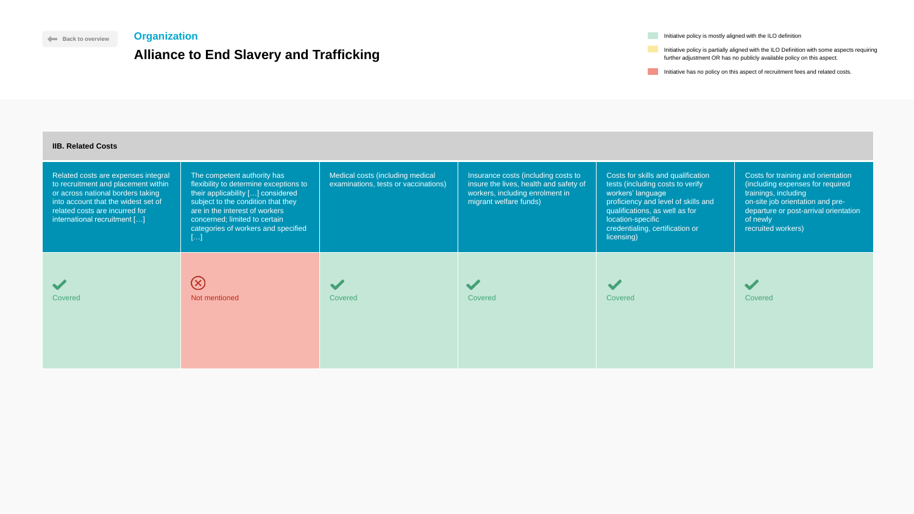Back to overview

## Organization

# Alliance to End Slavery and Trafficking

- Initiative policy is mostly aligned with the ILO definition
- Initiative policy is partially aligned with the ILO Definition with some aspects requiring further adjustment OR has no publicly available policy on this aspect.
- Initiative has no policy on this aspect of recruitment fees and related costs.

**IIB. Related Costs**

| Related costs are expenses integral to recruitment and placement within or across national borders taking into account that the widest set of related costs are incurred for international recruitment […] | The competent authority has flexibility to determine exceptions to their applicability […] considered subject to the condition that they are in the interest of workers concerned; limited to certain categories of workers and specified […] | Medical costs (including medical examinations, tests or vaccinations) | Insurance costs (including costs to insure the lives, health and safety of workers, including enrolment in migrant welfare funds) | Costs for skills and qualification tests (including costs to verify workers' language proficiency and level of skills and qualifications, as well as for location-specific credentialing, certification or licensing) | Costs for training and orientation (including expenses for required trainings, including on-site job orientation and pre-departure or post-arrival orientation of newly recruited workers) |
|---|---|---|---|---|---|
| Covered | Not mentioned | Covered | Covered | Covered | Covered |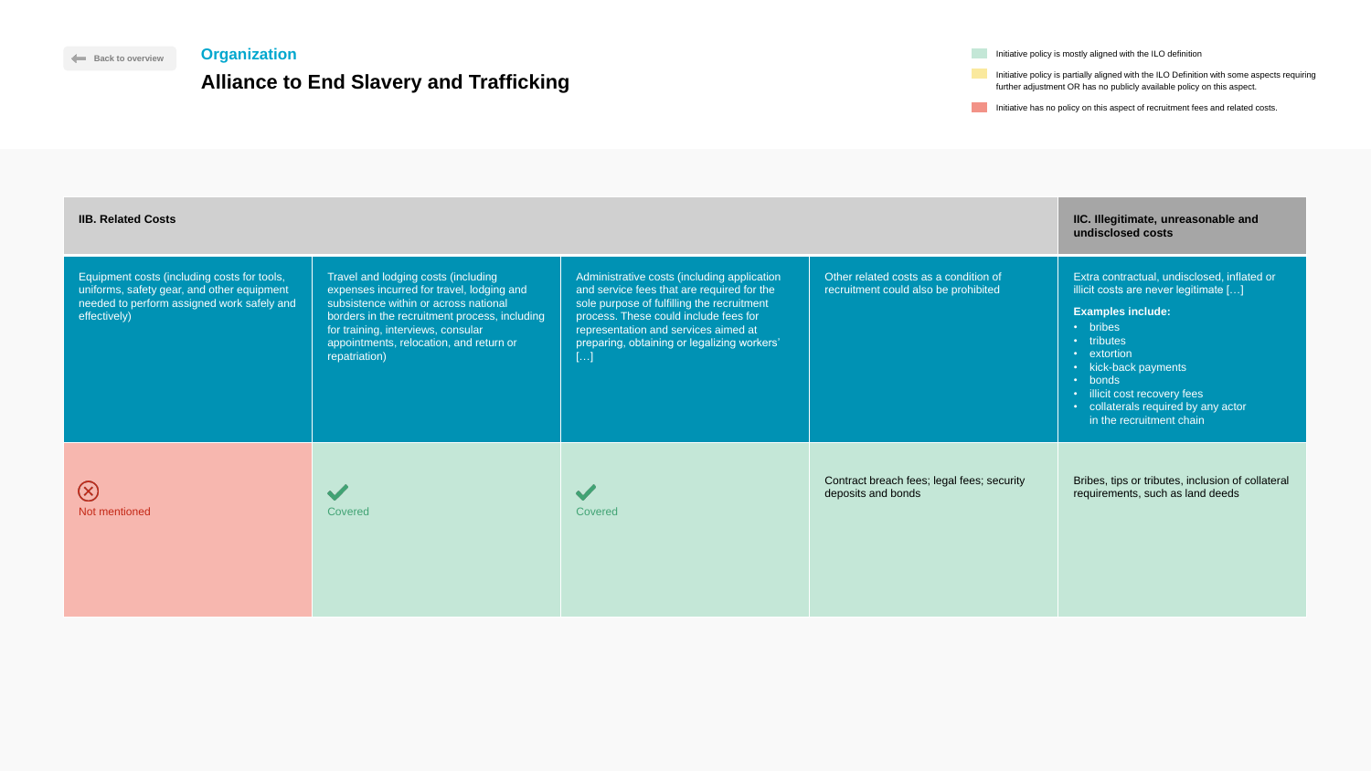Back to overview

## Organization

# Alliance to End Slavery and Trafficking

- Initiative policy is mostly aligned with the ILO definition
- Initiative policy is partially aligned with the ILO Definition with some aspects requiring further adjustment OR has no publicly available policy on this aspect.
- Initiative has no policy on this aspect of recruitment fees and related costs.

| IIB. Related Costs | | | | IIC. Illegitimate, unreasonable and undisclosed costs |
|---|---|---|---|---|
| Equipment costs (including costs for tools, uniforms, safety gear, and other equipment needed to perform assigned work safely and effectively) | Travel and lodging costs (including expenses incurred for travel, lodging and subsistence within or across national borders in the recruitment process, including for training, interviews, consular appointments, relocation, and return or repatriation) | Administrative costs (including application and service fees that are required for the sole purpose of fulfilling the recruitment process. These could include fees for representation and services aimed at preparing, obtaining or legalizing workers' […] | Other related costs as a condition of recruitment could also be prohibited | Extra contractual, undisclosed, inflated or illicit costs are never legitimate […]<br>**Examples include:**<br>• bribes<br>• tributes<br>• extortion<br>• kick-back payments<br>• bonds<br>• illicit cost recovery fees<br>• collaterals required by any actor in the recruitment chain |
| Not mentioned | Covered | Covered | Contract breach fees; legal fees; security deposits and bonds | Bribes, tips or tributes, inclusion of collateral requirements, such as land deeds |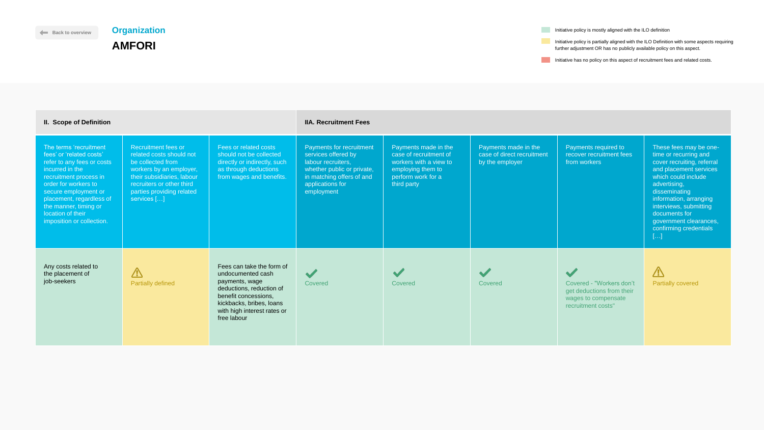Back to overview

## Organization

# AMFORI

- Initiative policy is mostly aligned with the ILO definition
- Initiative policy is partially aligned with the ILO Definition with some aspects requiring further adjustment OR has no publicly available policy on this aspect.
- Initiative has no policy on this aspect of recruitment fees and related costs.

| II. Scope of Definition | | | IIA. Recruitment Fees | | | | |
|---|---|---|---|---|---|---|---|
| The terms 'recruitment fees' or 'related costs' refer to any fees or costs incurred in the recruitment process in order for workers to secure employment or placement, regardless of the manner, timing or location of their imposition or collection. | Recruitment fees or related costs should not be collected from workers by an employer, their subsidiaries, labour recruiters or other third parties providing related services […] | Fees or related costs should not be collected directly or indirectly, such as through deductions from wages and benefits. | Payments for recruitment services offered by labour recruiters, whether public or private, in matching offers of and applications for employment | Payments made in the case of recruitment of workers with a view to employing them to perform work for a third party | Payments made in the case of direct recruitment by the employer | Payments required to recover recruitment fees from workers | These fees may be one-time or recurring and cover recruiting, referral and placement services which could include advertising, disseminating information, arranging interviews, submitting documents for government clearances, confirming credentials […] |
| Any costs related to the placement of job-seekers | Partially defined | Fees can take the form of undocumented cash payments, wage deductions, reduction of benefit concessions, kickbacks, bribes, loans with high interest rates or free labour | Covered | Covered | Covered | Covered - "Workers don't get deductions from their wages to compensate recruitment costs" | Partially covered |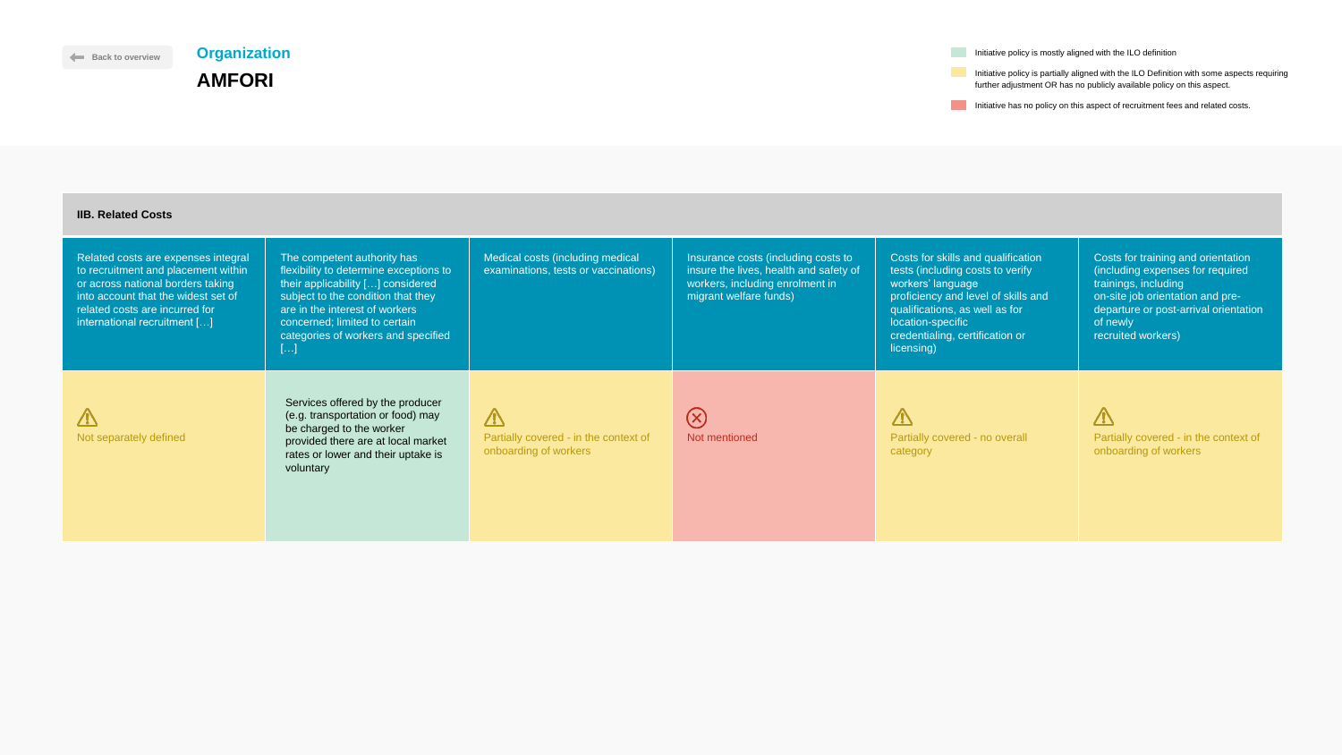Back to overview

## Organization

# AMFORI

- Initiative policy is mostly aligned with the ILO definition
- Initiative policy is partially aligned with the ILO Definition with some aspects requiring further adjustment OR has no publicly available policy on this aspect.
- Initiative has no policy on this aspect of recruitment fees and related costs.

| IIB. Related Costs | | | | | |
|---|---|---|---|---|---|
| Related costs are expenses integral to recruitment and placement within or across national borders taking into account that the widest set of related costs are incurred for international recruitment […] | The competent authority has flexibility to determine exceptions to their applicability […] considered subject to the condition that they are in the interest of workers concerned; limited to certain categories of workers and specified […] | Medical costs (including medical examinations, tests or vaccinations) | Insurance costs (including costs to insure the lives, health and safety of workers, including enrolment in migrant welfare funds) | Costs for skills and qualification tests (including costs to verify workers' language proficiency and level of skills and qualifications, as well as for location-specific credentialing, certification or licensing) | Costs for training and orientation (including expenses for required trainings, including on-site job orientation and pre-departure or post-arrival orientation of newly recruited workers) |
| Not separately defined | Services offered by the producer (e.g. transportation or food) may be charged to the worker provided there are at local market rates or lower and their uptake is voluntary | Partially covered - in the context of onboarding of workers | Not mentioned | Partially covered - no overall category | Partially covered - in the context of onboarding of workers |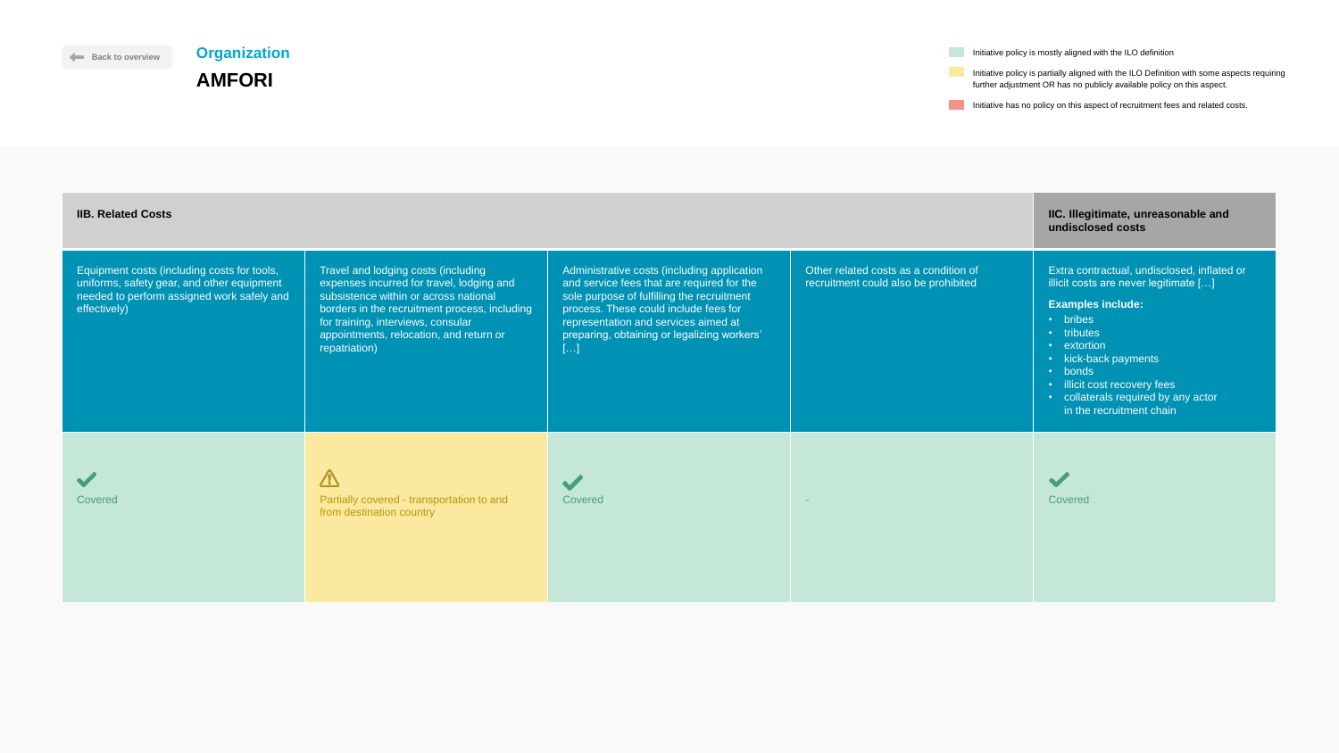Back to overview

Organization

# AMFORI

- Initiative policy is mostly aligned with the ILO definition
- Initiative policy is partially aligned with the ILO Definition with some aspects requiring further adjustment OR has no publicly available policy on this aspect.
- Initiative has no policy on this aspect of recruitment fees and related costs.

| IIB. Related Costs | | | | IIC. Illegitimate, unreasonable and undisclosed costs |
|---|---|---|---|---|
| Equipment costs (including costs for tools, uniforms, safety gear, and other equipment needed to perform assigned work safely and effectively) | Travel and lodging costs (including expenses incurred for travel, lodging and subsistence within or across national borders in the recruitment process, including for training, interviews, consular appointments, relocation, and return or repatriation) | Administrative costs (including application and service fees that are required for the sole purpose of fulfilling the recruitment process. These could include fees for representation and services aimed at preparing, obtaining or legalizing workers' […] | Other related costs as a condition of recruitment could also be prohibited | Extra contractual, undisclosed, inflated or illicit costs are never legitimate […] **Examples include:** • bribes • tributes • extortion • kick-back payments • bonds • illicit cost recovery fees • collaterals required by any actor in the recruitment chain |
| ✔ Covered | ⚠ Partially covered - transportation to and from destination country | ✔ Covered | - | ✔ Covered |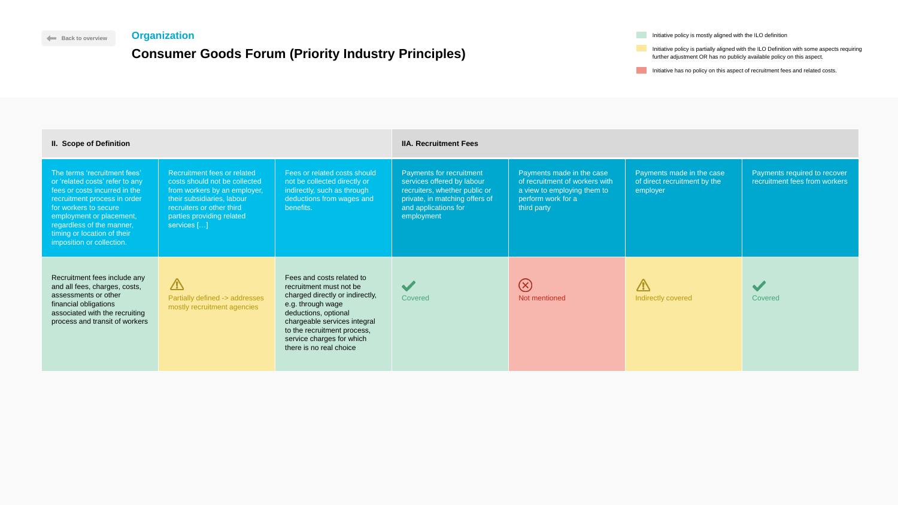Back to overview

**Organization**

# Consumer Goods Forum (Priority Industry Principles)

- Initiative policy is mostly aligned with the ILO definition
- Initiative policy is partially aligned with the ILO Definition with some aspects requiring further adjustment OR has no publicly available policy on this aspect.
- Initiative has no policy on this aspect of recruitment fees and related costs.

| II. Scope of Definition | | | IIA. Recruitment Fees | | | |
|---|---|---|---|---|---|---|
| The terms 'recruitment fees' or 'related costs' refer to any fees or costs incurred in the recruitment process in order for workers to secure employment or placement, regardless of the manner, timing or location of their imposition or collection. | Recruitment fees or related costs should not be collected from workers by an employer, their subsidiaries, labour recruiters or other third parties providing related services […] | Fees or related costs should not be collected directly or indirectly, such as through deductions from wages and benefits. | Payments for recruitment services offered by labour recruiters, whether public or private, in matching offers of and applications for employment | Payments made in the case of recruitment of workers with a view to employing them to perform work for a third party | Payments made in the case of direct recruitment by the employer | Payments required to recover recruitment fees from workers |
| Recruitment fees include any and all fees, charges, costs, assessments or other financial obligations associated with the recruiting process and transit of workers | Partially defined -> addresses mostly recruitment agencies | Fees and costs related to recruitment must not be charged directly or indirectly, e.g. through wage deductions, optional chargeable services integral to the recruitment process, service charges for which there is no real choice | Covered | Not mentioned | Indirectly covered | Covered |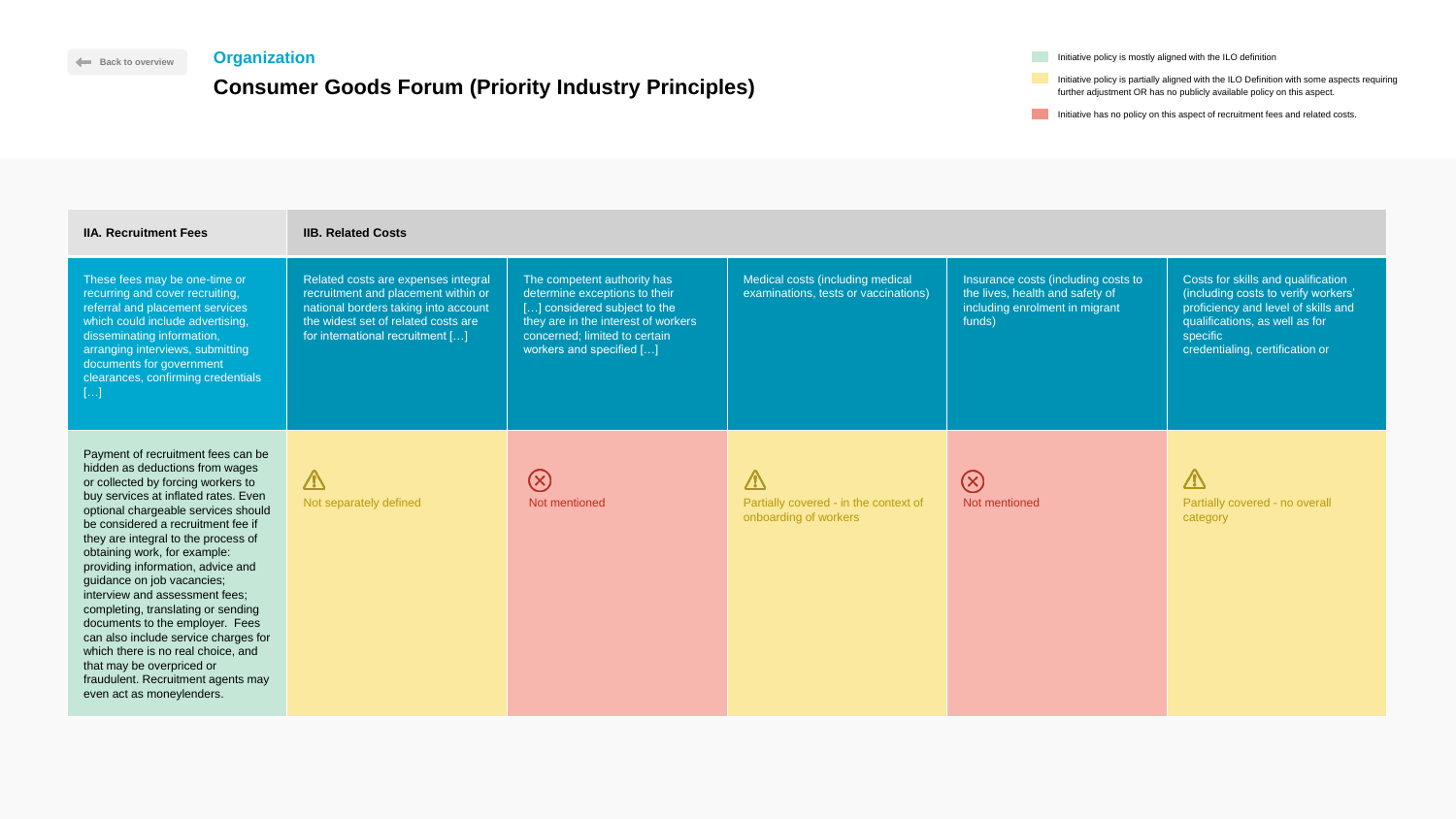Back to overview

**Organization**

# Consumer Goods Forum (Priority Industry Principles)

- Initiative policy is mostly aligned with the ILO definition
- Initiative policy is partially aligned with the ILO Definition with some aspects requiring further adjustment OR has no publicly available policy on this aspect.
- Initiative has no policy on this aspect of recruitment fees and related costs.

| IIA. Recruitment Fees | IIB. Related Costs | | | | |
|---|---|---|---|---|---|
| These fees may be one-time or recurring and cover recruiting, referral and placement services which could include advertising, disseminating information, arranging interviews, submitting documents for government clearances, confirming credentials […] | Related costs are expenses integral recruitment and placement within or national borders taking into account the widest set of related costs are for international recruitment […] | The competent authority has determine exceptions to their […] considered subject to the they are in the interest of workers concerned; limited to certain workers and specified […] | Medical costs (including medical examinations, tests or vaccinations) | Insurance costs (including costs to the lives, health and safety of including enrolment in migrant funds) | Costs for skills and qualification (including costs to verify workers' proficiency and level of skills and qualifications, as well as for specific credentialing, certification or |
| Payment of recruitment fees can be hidden as deductions from wages or collected by forcing workers to buy services at inflated rates. Even optional chargeable services should be considered a recruitment fee if they are integral to the process of obtaining work, for example: providing information, advice and guidance on job vacancies; interview and assessment fees; completing, translating or sending documents to the employer. Fees can also include service charges for which there is no real choice, and that may be overpriced or fraudulent. Recruitment agents may even act as moneylenders. | Not separately defined | Not mentioned | Partially covered - in the context of onboarding of workers | Not mentioned | Partially covered - no overall category |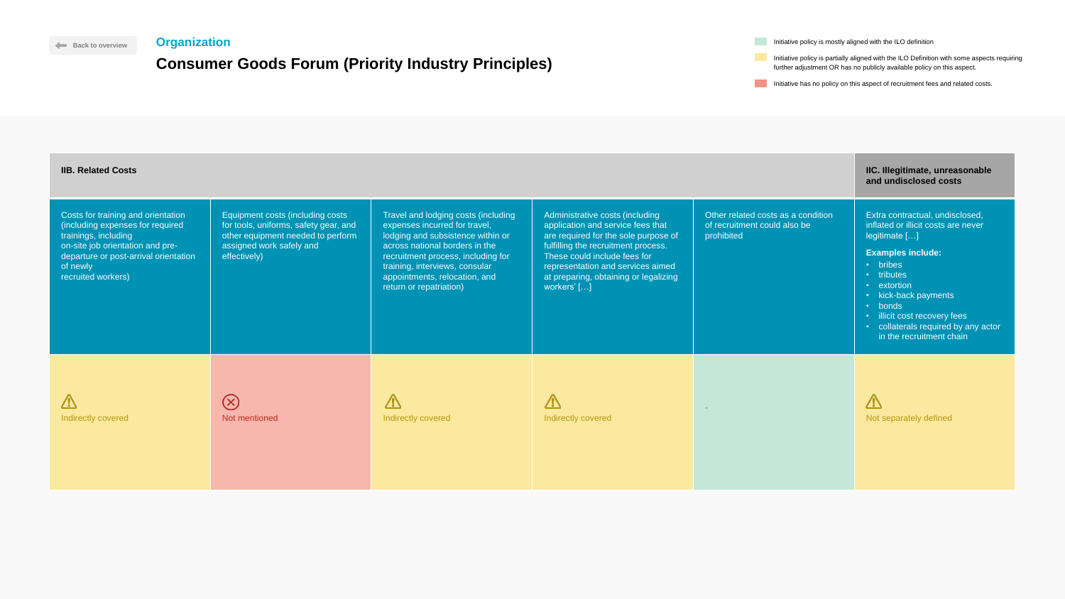Back to overview

**Organization**

# Consumer Goods Forum (Priority Industry Principles)

- Initiative policy is mostly aligned with the ILO definition
- Initiative policy is partially aligned with the ILO Definition with some aspects requiring further adjustment OR has no publicly available policy on this aspect.
- Initiative has no policy on this aspect of recruitment fees and related costs.

| IIB. Related Costs | | | | | IIC. Illegitimate, unreasonable and undisclosed costs |
|---|---|---|---|---|---|
| Costs for training and orientation (including expenses for required trainings, including on-site job orientation and pre-departure or post-arrival orientation of newly recruited workers) | Equipment costs (including costs for tools, uniforms, safety gear, and other equipment needed to perform assigned work safely and effectively) | Travel and lodging costs (including expenses incurred for travel, lodging and subsistence within or across national borders in the recruitment process, including for training, interviews, consular appointments, relocation, and return or repatriation) | Administrative costs (including application and service fees that are required for the sole purpose of fulfilling the recruitment process. These could include fees for representation and services aimed at preparing, obtaining or legalizing workers' […] | Other related costs as a condition of recruitment could also be prohibited | Extra contractual, undisclosed, inflated or illicit costs are never legitimate […] **Examples include:** • bribes • tributes • extortion • kick-back payments • bonds • illicit cost recovery fees • collaterals required by any actor in the recruitment chain |
| Indirectly covered | Not mentioned | Indirectly covered | Indirectly covered | - | Not separately defined |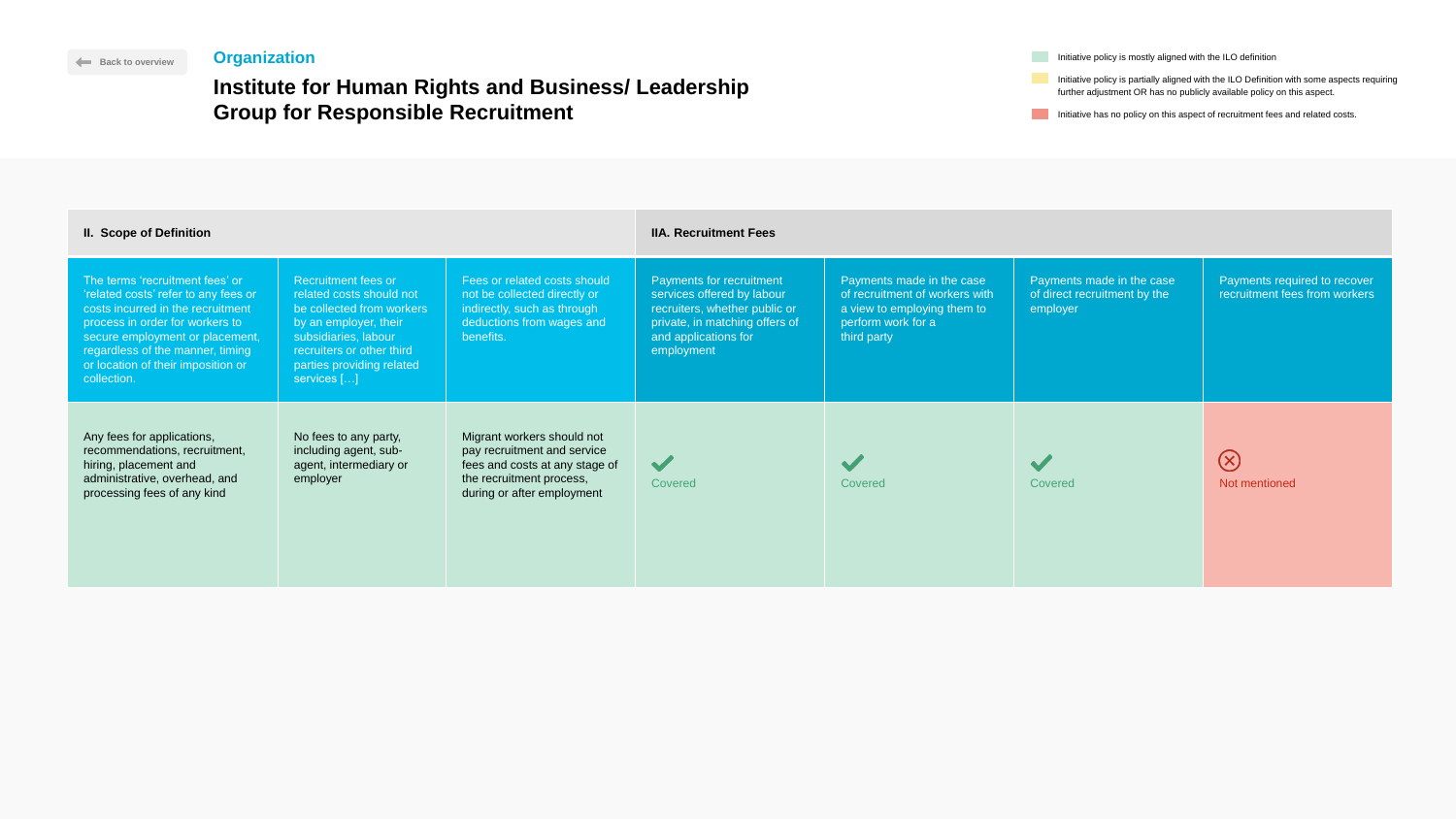Back to overview

## Organization

# Institute for Human Rights and Business/ Leadership Group for Responsible Recruitment

- Initiative policy is mostly aligned with the ILO definition
- Initiative policy is partially aligned with the ILO Definition with some aspects requiring further adjustment OR has no publicly available policy on this aspect.
- Initiative has no policy on this aspect of recruitment fees and related costs.

| II. Scope of Definition | | | IIA. Recruitment Fees | | | |
|---|---|---|---|---|---|---|
| The terms 'recruitment fees' or 'related costs' refer to any fees or costs incurred in the recruitment process in order for workers to secure employment or placement, regardless of the manner, timing or location of their imposition or collection. | Recruitment fees or related costs should not be collected from workers by an employer, their subsidiaries, labour recruiters or other third parties providing related services […] | Fees or related costs should not be collected directly or indirectly, such as through deductions from wages and benefits. | Payments for recruitment services offered by labour recruiters, whether public or private, in matching offers of and applications for employment | Payments made in the case of recruitment of workers with a view to employing them to perform work for a third party | Payments made in the case of direct recruitment by the employer | Payments required to recover recruitment fees from workers |
| Any fees for applications, recommendations, recruitment, hiring, placement and administrative, overhead, and processing fees of any kind | No fees to any party, including agent, sub-agent, intermediary or employer | Migrant workers should not pay recruitment and service fees and costs at any stage of the recruitment process, during or after employment | ✔ Covered | ✔ Covered | ✔ Covered | ⊗ Not mentioned |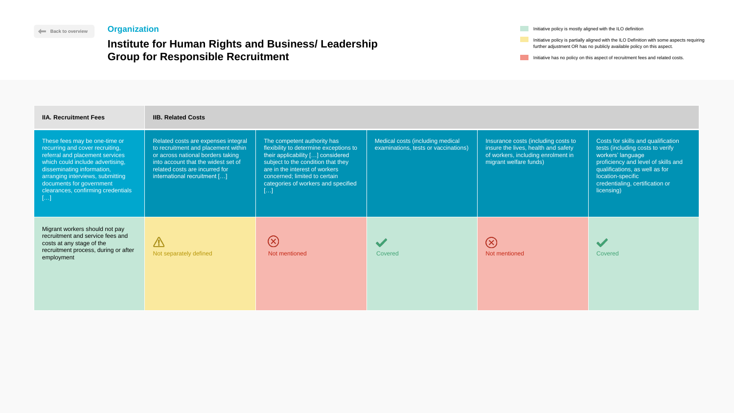Back to overview

## Organization

# Institute for Human Rights and Business/ Leadership Group for Responsible Recruitment

- Initiative policy is mostly aligned with the ILO definition
- Initiative policy is partially aligned with the ILO Definition with some aspects requiring further adjustment OR has no publicly available policy on this aspect.
- Initiative has no policy on this aspect of recruitment fees and related costs.

| IIA. Recruitment Fees | IIB. Related Costs | | | | |
|---|---|---|---|---|---|
| These fees may be one-time or recurring and cover recruiting, referral and placement services which could include advertising, disseminating information, arranging interviews, submitting documents for government clearances, confirming credentials […] | Related costs are expenses integral to recruitment and placement within or across national borders taking into account that the widest set of related costs are incurred for international recruitment […] | The competent authority has flexibility to determine exceptions to their applicability […] considered subject to the condition that they are in the interest of workers concerned; limited to certain categories of workers and specified […] | Medical costs (including medical examinations, tests or vaccinations) | Insurance costs (including costs to insure the lives, health and safety of workers, including enrolment in migrant welfare funds) | Costs for skills and qualification tests (including costs to verify workers' language proficiency and level of skills and qualifications, as well as for location-specific credentialing, certification or licensing) |
| Migrant workers should not pay recruitment and service fees and costs at any stage of the recruitment process, during or after employment | Not separately defined | Not mentioned | Covered | Not mentioned | Covered |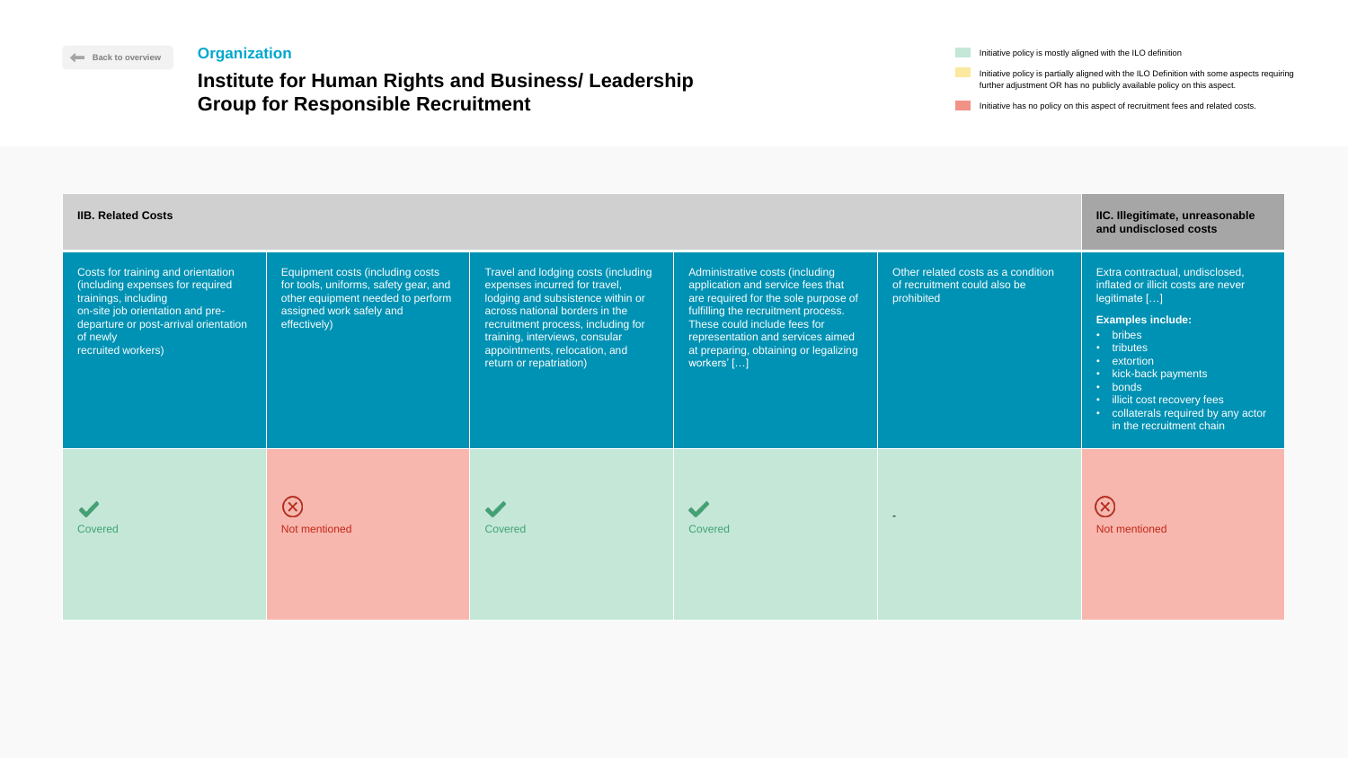Back to overview

## Organization

# Institute for Human Rights and Business/ Leadership Group for Responsible Recruitment

- Initiative policy is mostly aligned with the ILO definition
- Initiative policy is partially aligned with the ILO Definition with some aspects requiring further adjustment OR has no publicly available policy on this aspect.
- Initiative has no policy on this aspect of recruitment fees and related costs.

| **IIB. Related Costs** | | | | | **IIC. Illegitimate, unreasonable and undisclosed costs** |
|---|---|---|---|---|---|
| Costs for training and orientation (including expenses for required trainings, including on-site job orientation and pre-departure or post-arrival orientation of newly recruited workers) | Equipment costs (including costs for tools, uniforms, safety gear, and other equipment needed to perform assigned work safely and effectively) | Travel and lodging costs (including expenses incurred for travel, lodging and subsistence within or across national borders in the recruitment process, including for training, interviews, consular appointments, relocation, and return or repatriation) | Administrative costs (including application and service fees that are required for the sole purpose of fulfilling the recruitment process. These could include fees for representation and services aimed at preparing, obtaining or legalizing workers' […] | Other related costs as a condition of recruitment could also be prohibited | Extra contractual, undisclosed, inflated or illicit costs are never legitimate […] **Examples include:** • bribes • tributes • extortion • kick-back payments • bonds • illicit cost recovery fees • collaterals required by any actor in the recruitment chain |
| Covered | Not mentioned | Covered | Covered | - | Not mentioned |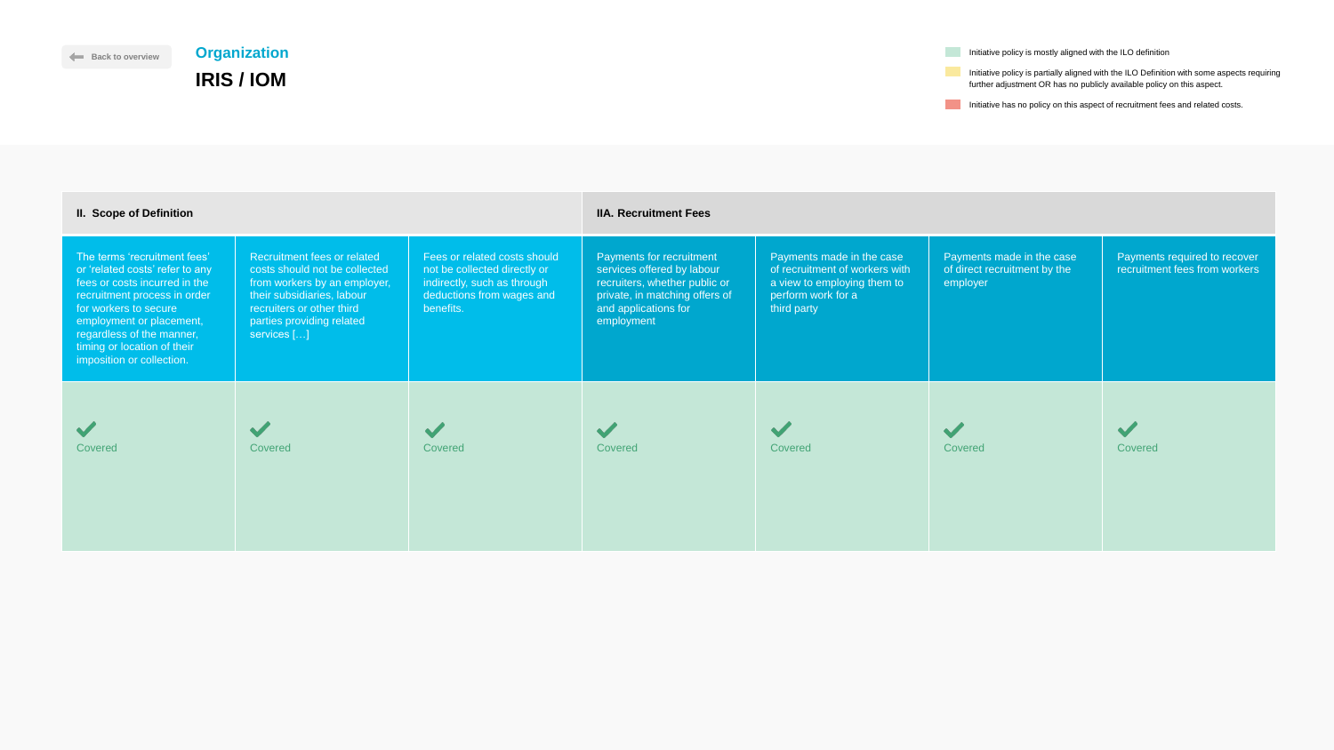Back to overview

**Organization**

# IRIS / IOM

- Initiative policy is mostly aligned with the ILO definition
- Initiative policy is partially aligned with the ILO Definition with some aspects requiring further adjustment OR has no publicly available policy on this aspect.
- Initiative has no policy on this aspect of recruitment fees and related costs.

| II. Scope of Definition | | | IIA. Recruitment Fees | | | |
|---|---|---|---|---|---|---|
| The terms 'recruitment fees' or 'related costs' refer to any fees or costs incurred in the recruitment process in order for workers to secure employment or placement, regardless of the manner, timing or location of their imposition or collection. | Recruitment fees or related costs should not be collected from workers by an employer, their subsidiaries, labour recruiters or other third parties providing related services […] | Fees or related costs should not be collected directly or indirectly, such as through deductions from wages and benefits. | Payments for recruitment services offered by labour recruiters, whether public or private, in matching offers of and applications for employment | Payments made in the case of recruitment of workers with a view to employing them to perform work for a third party | Payments made in the case of direct recruitment by the employer | Payments required to recover recruitment fees from workers |
| ✔ Covered | ✔ Covered | ✔ Covered | ✔ Covered | ✔ Covered | ✔ Covered | ✔ Covered |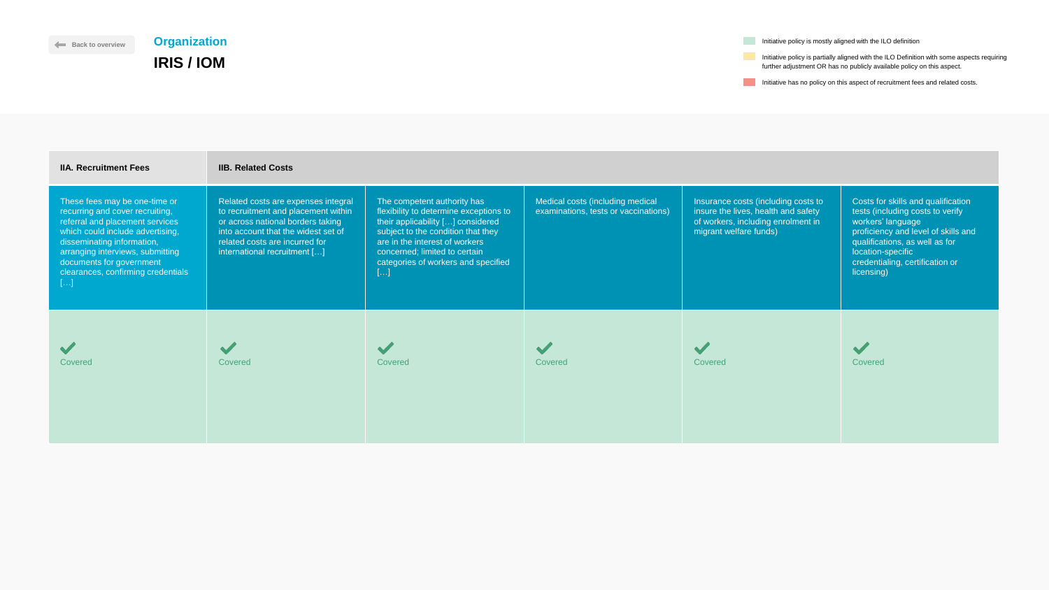Back to overview

**Organization**

# IRIS / IOM

- Initiative policy is mostly aligned with the ILO definition
- Initiative policy is partially aligned with the ILO Definition with some aspects requiring further adjustment OR has no publicly available policy on this aspect.
- Initiative has no policy on this aspect of recruitment fees and related costs.

| IIA. Recruitment Fees | IIB. Related Costs | | | | |
|---|---|---|---|---|---|
| These fees may be one-time or recurring and cover recruiting, referral and placement services which could include advertising, disseminating information, arranging interviews, submitting documents for government clearances, confirming credentials […] | Related costs are expenses integral to recruitment and placement within or across national borders taking into account that the widest set of related costs are incurred for international recruitment […] | The competent authority has flexibility to determine exceptions to their applicability […] considered subject to the condition that they are in the interest of workers concerned; limited to certain categories of workers and specified […] | Medical costs (including medical examinations, tests or vaccinations) | Insurance costs (including costs to insure the lives, health and safety of workers, including enrolment in migrant welfare funds) | Costs for skills and qualification tests (including costs to verify workers' language proficiency and level of skills and qualifications, as well as for location-specific credentialing, certification or licensing) |
| ✔ Covered | ✔ Covered | ✔ Covered | ✔ Covered | ✔ Covered | ✔ Covered |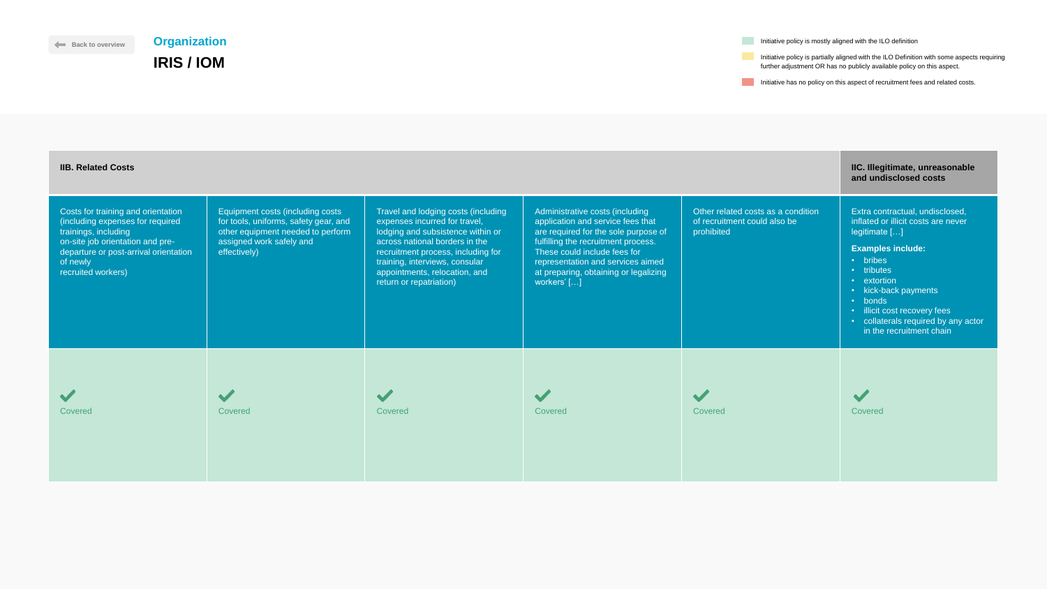Back to overview

**Organization**

## IRIS / IOM

- Initiative policy is mostly aligned with the ILO definition
- Initiative policy is partially aligned with the ILO Definition with some aspects requiring further adjustment OR has no publicly available policy on this aspect.
- Initiative has no policy on this aspect of recruitment fees and related costs.

| **IIB. Related Costs** | | | | | **IIC. Illegitimate, unreasonable and undisclosed costs** |
|---|---|---|---|---|---|
| Costs for training and orientation (including expenses for required trainings, including on-site job orientation and pre-departure or post-arrival orientation of newly recruited workers) | Equipment costs (including costs for tools, uniforms, safety gear, and other equipment needed to perform assigned work safely and effectively) | Travel and lodging costs (including expenses incurred for travel, lodging and subsistence within or across national borders in the recruitment process, including for training, interviews, consular appointments, relocation, and return or repatriation) | Administrative costs (including application and service fees that are required for the sole purpose of fulfilling the recruitment process. These could include fees for representation and services aimed at preparing, obtaining or legalizing workers' […] | Other related costs as a condition of recruitment could also be prohibited | Extra contractual, undisclosed, inflated or illicit costs are never legitimate […] **Examples include:** • bribes • tributes • extortion • kick-back payments • bonds • illicit cost recovery fees • collaterals required by any actor in the recruitment chain |
| ✔ Covered | ✔ Covered | ✔ Covered | ✔ Covered | ✔ Covered | ✔ Covered |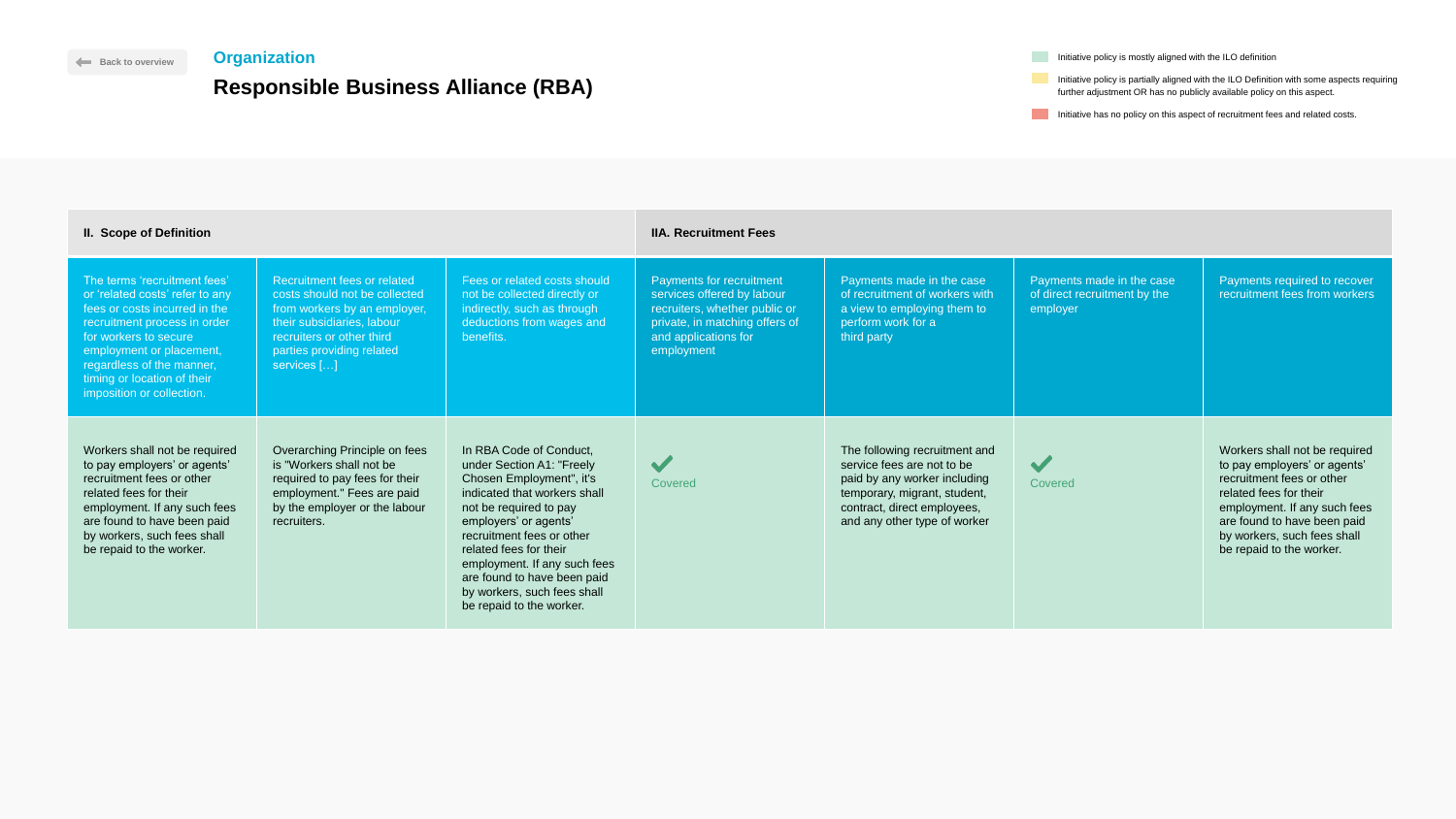Back to overview

## Organization

# Responsible Business Alliance (RBA)

- Initiative policy is mostly aligned with the ILO definition
- Initiative policy is partially aligned with the ILO Definition with some aspects requiring further adjustment OR has no publicly available policy on this aspect.
- Initiative has no policy on this aspect of recruitment fees and related costs.

| II. Scope of Definition | | | IIA. Recruitment Fees | | | |
|---|---|---|---|---|---|---|
| The terms 'recruitment fees' or 'related costs' refer to any fees or costs incurred in the recruitment process in order for workers to secure employment or placement, regardless of the manner, timing or location of their imposition or collection. | Recruitment fees or related costs should not be collected from workers by an employer, their subsidiaries, labour recruiters or other third parties providing related services […] | Fees or related costs should not be collected directly or indirectly, such as through deductions from wages and benefits. | Payments for recruitment services offered by labour recruiters, whether public or private, in matching offers of and applications for employment | Payments made in the case of recruitment of workers with a view to employing them to perform work for a third party | Payments made in the case of direct recruitment by the employer | Payments required to recover recruitment fees from workers |
| Workers shall not be required to pay employers' or agents' recruitment fees or other related fees for their employment. If any such fees are found to have been paid by workers, such fees shall be repaid to the worker. | Overarching Principle on fees is "Workers shall not be required to pay fees for their employment." Fees are paid by the employer or the labour recruiters. | In RBA Code of Conduct, under Section A1: "Freely Chosen Employment", it's indicated that workers shall not be required to pay employers' or agents' recruitment fees or other related fees for their employment. If any such fees are found to have been paid by workers, such fees shall be repaid to the worker. | ✔ Covered | The following recruitment and service fees are not to be paid by any worker including temporary, migrant, student, contract, direct employees, and any other type of worker | ✔ Covered | Workers shall not be required to pay employers' or agents' recruitment fees or other related fees for their employment. If any such fees are found to have been paid by workers, such fees shall be repaid to the worker. |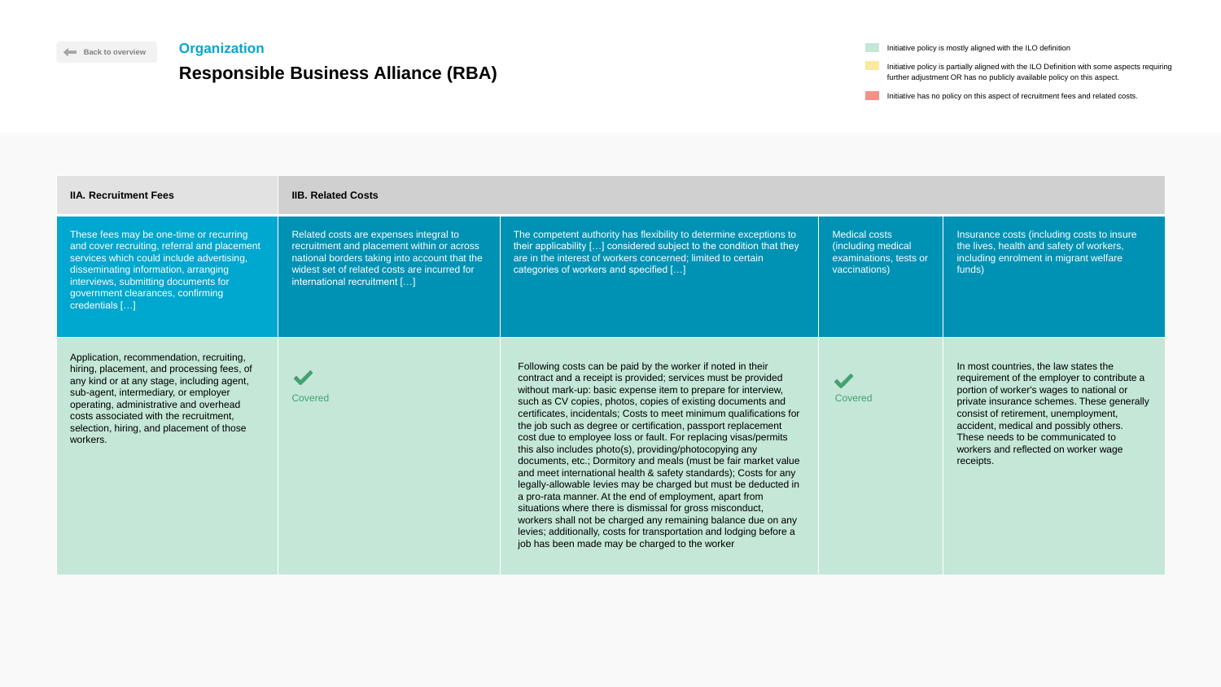Back to overview

**Organization**

# Responsible Business Alliance (RBA)

- Initiative policy is mostly aligned with the ILO definition
- Initiative policy is partially aligned with the ILO Definition with some aspects requiring further adjustment OR has no publicly available policy on this aspect.
- Initiative has no policy on this aspect of recruitment fees and related costs.

| IIA. Recruitment Fees | IIB. Related Costs | | | |
|---|---|---|---|---|
| These fees may be one-time or recurring and cover recruiting, referral and placement services which could include advertising, disseminating information, arranging interviews, submitting documents for government clearances, confirming credentials […] | Related costs are expenses integral to recruitment and placement within or across national borders taking into account that the widest set of related costs are incurred for international recruitment […] | The competent authority has flexibility to determine exceptions to their applicability […] considered subject to the condition that they are in the interest of workers concerned; limited to certain categories of workers and specified […] | Medical costs (including medical examinations, tests or vaccinations) | Insurance costs (including costs to insure the lives, health and safety of workers, including enrolment in migrant welfare funds) |
| Application, recommendation, recruiting, hiring, placement, and processing fees, of any kind or at any stage, including agent, sub-agent, intermediary, or employer operating, administrative and overhead costs associated with the recruitment, selection, hiring, and placement of those workers. | ✔ Covered | Following costs can be paid by the worker if noted in their contract and a receipt is provided; services must be provided without mark-up: basic expense item to prepare for interview, such as CV copies, photos, copies of existing documents and certificates, incidentals; Costs to meet minimum qualifications for the job such as degree or certification, passport replacement cost due to employee loss or fault. For replacing visas/permits this also includes photo(s), providing/photocopying any documents, etc.; Dormitory and meals (must be fair market value and meet international health & safety standards); Costs for any legally-allowable levies may be charged but must be deducted in a pro-rata manner. At the end of employment, apart from situations where there is dismissal for gross misconduct, workers shall not be charged any remaining balance due on any levies; additionally, costs for transportation and lodging before a job has been made may be charged to the worker | ✔ Covered | In most countries, the law states the requirement of the employer to contribute a portion of worker's wages to national or private insurance schemes. These generally consist of retirement, unemployment, accident, medical and possibly others. These needs to be communicated to workers and reflected on worker wage receipts. |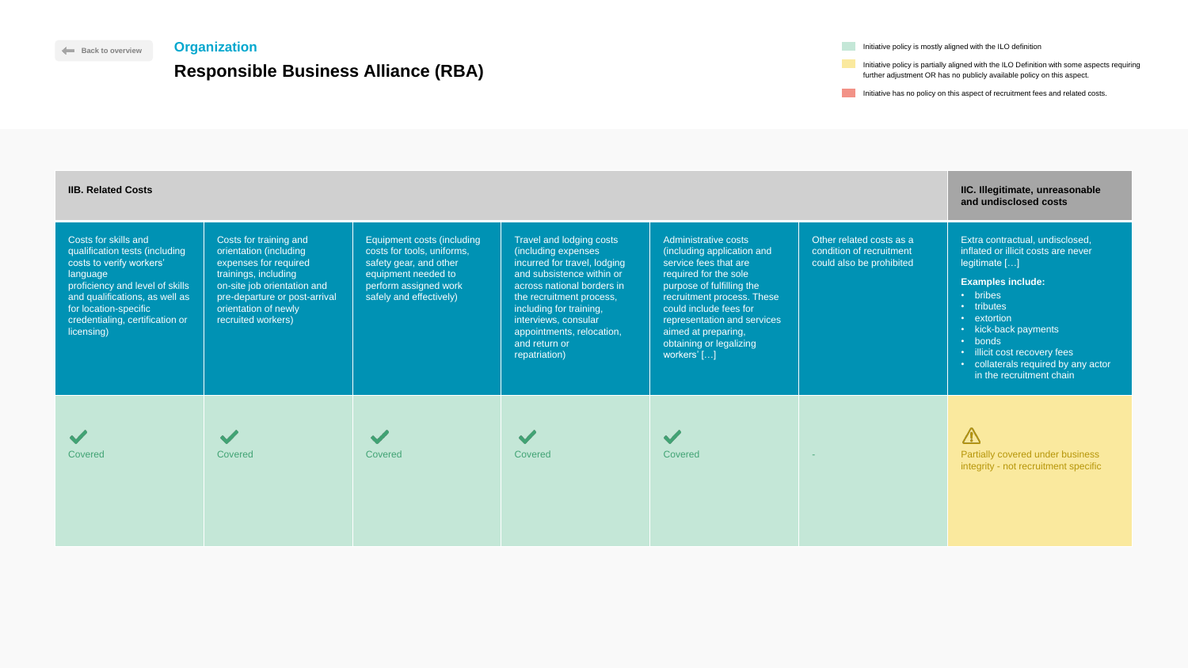Back to overview

## Organization

# Responsible Business Alliance (RBA)

- Initiative policy is mostly aligned with the ILO definition
- Initiative policy is partially aligned with the ILO Definition with some aspects requiring further adjustment OR has no publicly available policy on this aspect.
- Initiative has no policy on this aspect of recruitment fees and related costs.

| IIB. Related Costs | | | | | | IIC. Illegitimate, unreasonable and undisclosed costs |
|---|---|---|---|---|---|---|
| Costs for skills and qualification tests (including costs to verify workers' language proficiency and level of skills and qualifications, as well as for location-specific credentialing, certification or licensing) | Costs for training and orientation (including expenses for required trainings, including on-site job orientation and pre-departure or post-arrival orientation of newly recruited workers) | Equipment costs (including costs for tools, uniforms, safety gear, and other equipment needed to perform assigned work safely and effectively) | Travel and lodging costs (including expenses incurred for travel, lodging and subsistence within or across national borders in the recruitment process, including for training, interviews, consular appointments, relocation, and return or repatriation) | Administrative costs (including application and service fees that are required for the sole purpose of fulfilling the recruitment process. These could include fees for representation and services aimed at preparing, obtaining or legalizing workers' […] | Other related costs as a condition of recruitment could also be prohibited | Extra contractual, undisclosed, inflated or illicit costs are never legitimate […] **Examples include:** bribes; tributes; extortion; kick-back payments; bonds; illicit cost recovery fees; collaterals required by any actor in the recruitment chain |
| ✔ Covered | ✔ Covered | ✔ Covered | ✔ Covered | ✔ Covered | - | ⚠ Partially covered under business integrity - not recruitment specific |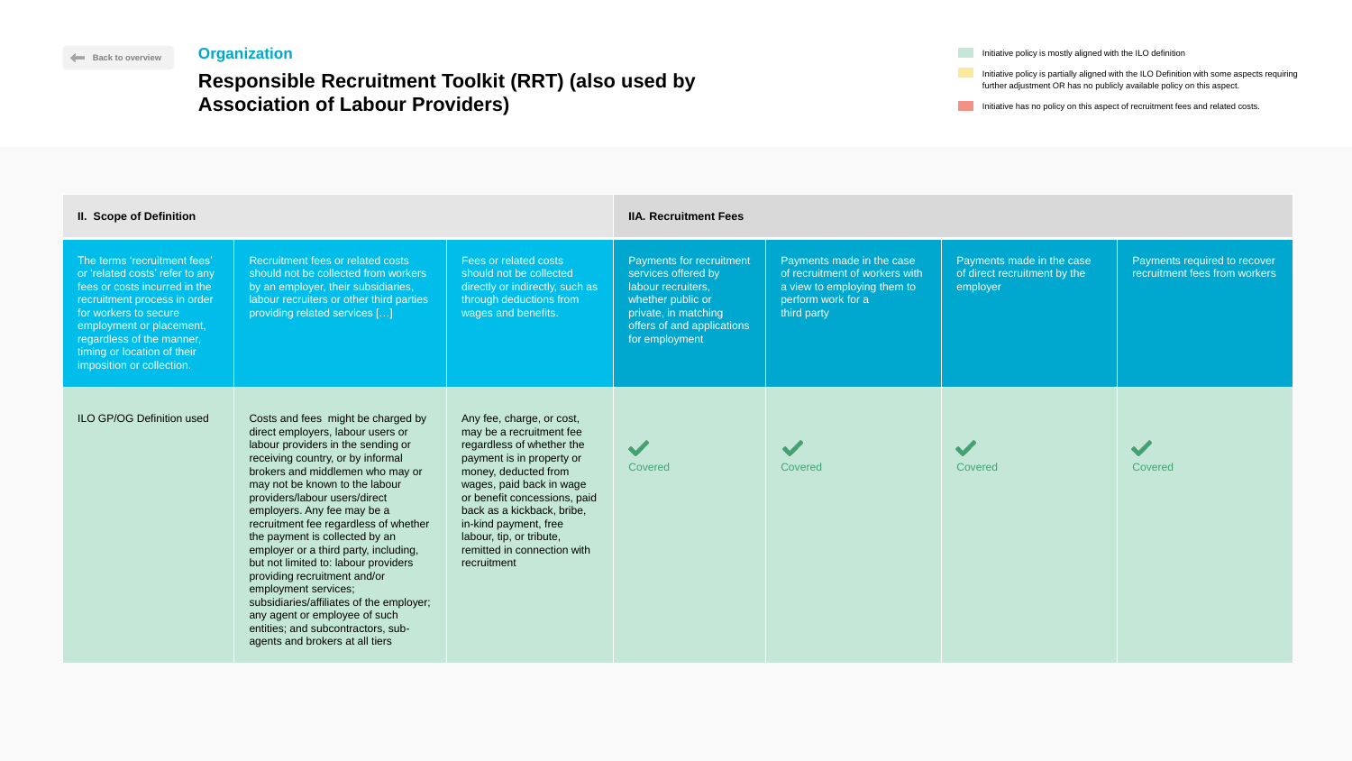Back to overview

**Organization**

# Responsible Recruitment Toolkit (RRT) (also used by Association of Labour Providers)

- Initiative policy is mostly aligned with the ILO definition
- Initiative policy is partially aligned with the ILO Definition with some aspects requiring further adjustment OR has no publicly available policy on this aspect.
- Initiative has no policy on this aspect of recruitment fees and related costs.

| II. Scope of Definition | | | IIA. Recruitment Fees | | | |
|---|---|---|---|---|---|---|
| The terms 'recruitment fees' or 'related costs' refer to any fees or costs incurred in the recruitment process in order for workers to secure employment or placement, regardless of the manner, timing or location of their imposition or collection. | Recruitment fees or related costs should not be collected from workers by an employer, their subsidiaries, labour recruiters or other third parties providing related services […] | Fees or related costs should not be collected directly or indirectly, such as through deductions from wages and benefits. | Payments for recruitment services offered by labour recruiters, whether public or private, in matching offers of and applications for employment | Payments made in the case of recruitment of workers with a view to employing them to perform work for a third party | Payments made in the case of direct recruitment by the employer | Payments required to recover recruitment fees from workers |
| ILO GP/OG Definition used | Costs and fees might be charged by direct employers, labour users or labour providers in the sending or receiving country, or by informal brokers and middlemen who may or may not be known to the labour providers/labour users/direct employers. Any fee may be a recruitment fee regardless of whether the payment is collected by an employer or a third party, including, but not limited to: labour providers providing recruitment and/or employment services; subsidiaries/affiliates of the employer; any agent or employee of such entities; and subcontractors, sub-agents and brokers at all tiers | Any fee, charge, or cost, may be a recruitment fee regardless of whether the payment is in property or money, deducted from wages, paid back in wage or benefit concessions, paid back as a kickback, bribe, in-kind payment, free labour, tip, or tribute, remitted in connection with recruitment | ✔ Covered | ✔ Covered | ✔ Covered | ✔ Covered |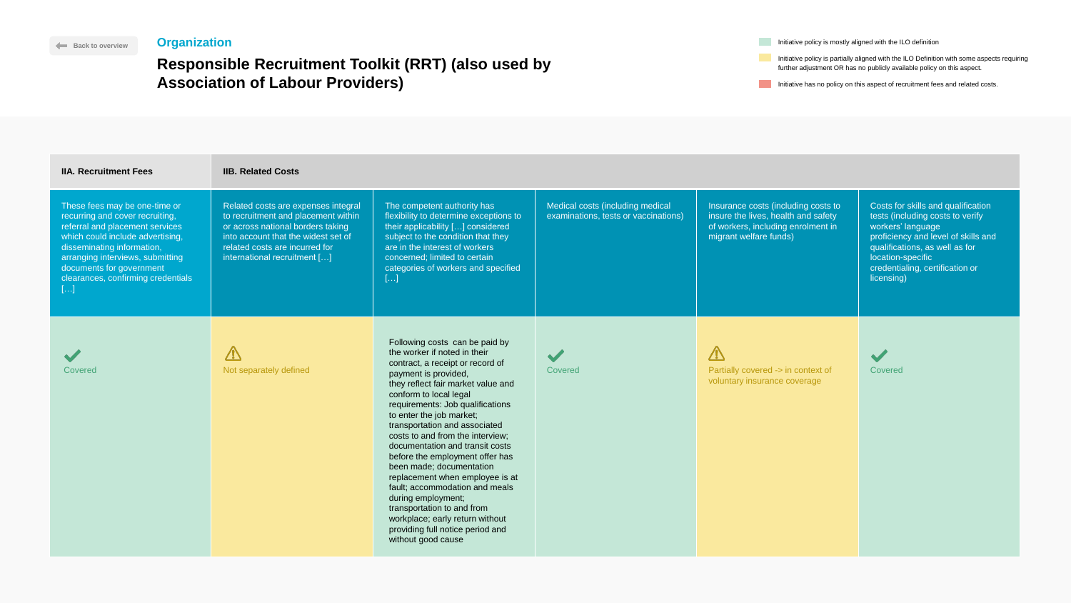Back to overview

**Organization**

# Responsible Recruitment Toolkit (RRT) (also used by Association of Labour Providers)

- Initiative policy is mostly aligned with the ILO definition
- Initiative policy is partially aligned with the ILO Definition with some aspects requiring further adjustment OR has no publicly available policy on this aspect.
- Initiative has no policy on this aspect of recruitment fees and related costs.

| IIA. Recruitment Fees | IIB. Related Costs | | | | |
|---|---|---|---|---|---|
| These fees may be one-time or recurring and cover recruiting, referral and placement services which could include advertising, disseminating information, arranging interviews, submitting documents for government clearances, confirming credentials […] | Related costs are expenses integral to recruitment and placement within or across national borders taking into account that the widest set of related costs are incurred for international recruitment […] | The competent authority has flexibility to determine exceptions to their applicability […] considered subject to the condition that they are in the interest of workers concerned; limited to certain categories of workers and specified […] | Medical costs (including medical examinations, tests or vaccinations) | Insurance costs (including costs to insure the lives, health and safety of workers, including enrolment in migrant welfare funds) | Costs for skills and qualification tests (including costs to verify workers' language proficiency and level of skills and qualifications, as well as for location-specific credentialing, certification or licensing) |
| Covered | Not separately defined | Following costs can be paid by the worker if noted in their contract, a receipt or record of payment is provided, they reflect fair market value and conform to local legal requirements: Job qualifications to enter the job market; transportation and associated costs to and from the interview; documentation and transit costs before the employment offer has been made; documentation replacement when employee is at fault; accommodation and meals during employment; transportation to and from workplace; early return without providing full notice period and without good cause | Covered | Partially covered -> in context of voluntary insurance coverage | Covered |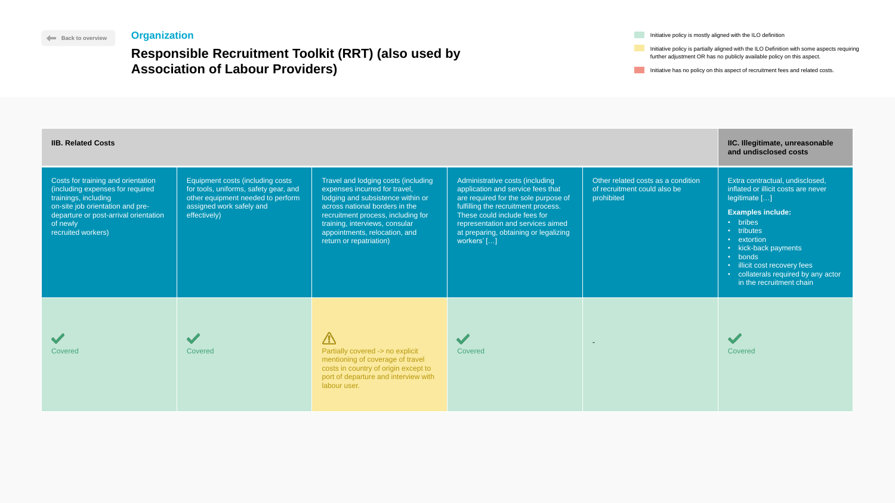Back to overview

## Organization

# Responsible Recruitment Toolkit (RRT) (also used by Association of Labour Providers)

- Initiative policy is mostly aligned with the ILO definition
- Initiative policy is partially aligned with the ILO Definition with some aspects requiring further adjustment OR has no publicly available policy on this aspect.
- Initiative has no policy on this aspect of recruitment fees and related costs.

| IIB. Related Costs | | | | | IIC. Illegitimate, unreasonable and undisclosed costs |
|---|---|---|---|---|---|
| Costs for training and orientation (including expenses for required trainings, including on-site job orientation and pre-departure or post-arrival orientation of newly recruited workers) | Equipment costs (including costs for tools, uniforms, safety gear, and other equipment needed to perform assigned work safely and effectively) | Travel and lodging costs (including expenses incurred for travel, lodging and subsistence within or across national borders in the recruitment process, including for training, interviews, consular appointments, relocation, and return or repatriation) | Administrative costs (including application and service fees that are required for the sole purpose of fulfilling the recruitment process. These could include fees for representation and services aimed at preparing, obtaining or legalizing workers' […] | Other related costs as a condition of recruitment could also be prohibited | Extra contractual, undisclosed, inflated or illicit costs are never legitimate […] **Examples include:** • bribes • tributes • extortion • kick-back payments • bonds • illicit cost recovery fees • collaterals required by any actor in the recruitment chain |
| ✔ Covered | ✔ Covered | ⚠ Partially covered -> no explicit mentioning of coverage of travel costs in country of origin except to port of departure and interview with labour user. | ✔ Covered | - | ✔ Covered |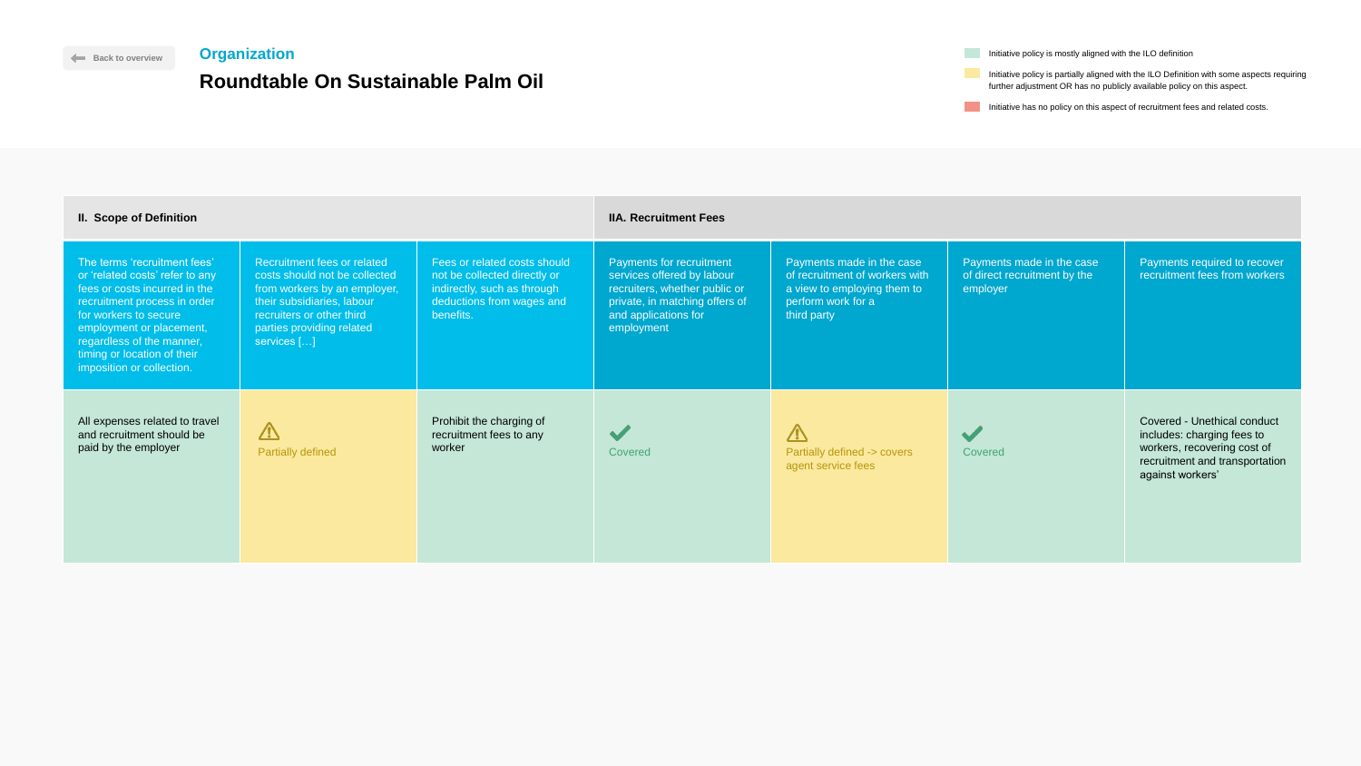Back to overview

**Organization**

# Roundtable On Sustainable Palm Oil

- Initiative policy is mostly aligned with the ILO definition
- Initiative policy is partially aligned with the ILO Definition with some aspects requiring further adjustment OR has no publicly available policy on this aspect.
- Initiative has no policy on this aspect of recruitment fees and related costs.

| II. Scope of Definition | | | IIA. Recruitment Fees | | | |
|---|---|---|---|---|---|---|
| The terms 'recruitment fees' or 'related costs' refer to any fees or costs incurred in the recruitment process in order for workers to secure employment or placement, regardless of the manner, timing or location of their imposition or collection. | Recruitment fees or related costs should not be collected from workers by an employer, their subsidiaries, labour recruiters or other third parties providing related services […] | Fees or related costs should not be collected directly or indirectly, such as through deductions from wages and benefits. | Payments for recruitment services offered by labour recruiters, whether public or private, in matching offers of and applications for employment | Payments made in the case of recruitment of workers with a view to employing them to perform work for a third party | Payments made in the case of direct recruitment by the employer | Payments required to recover recruitment fees from workers |
| All expenses related to travel and recruitment should be paid by the employer | Partially defined | Prohibit the charging of recruitment fees to any worker | Covered | Partially defined -> covers agent service fees | Covered | Covered - Unethical conduct includes: charging fees to workers, recovering cost of recruitment and transportation against workers' |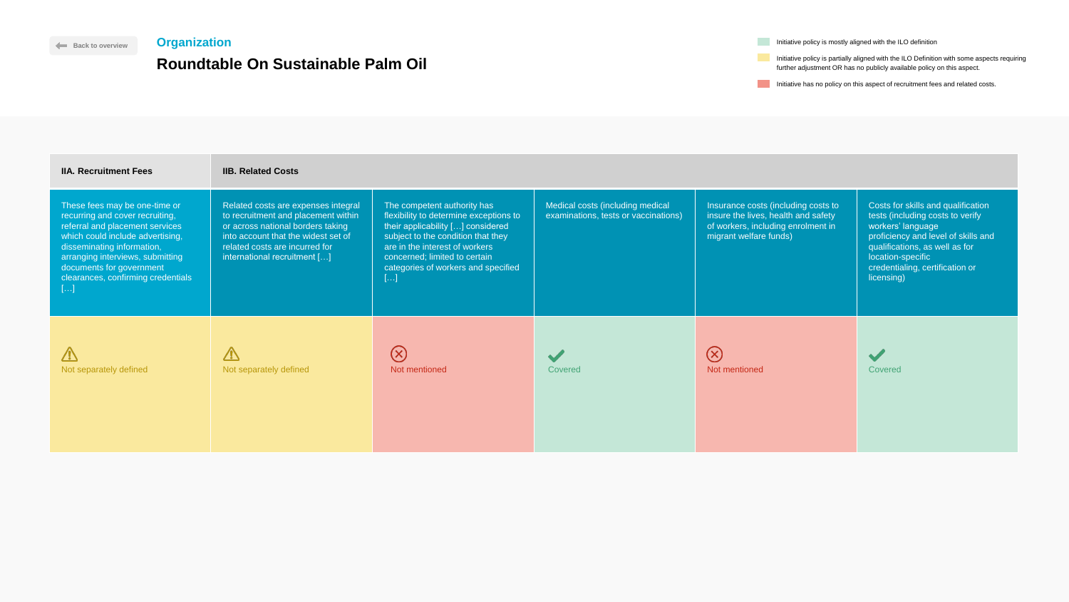Back to overview

## Organization

# Roundtable On Sustainable Palm Oil

- Initiative policy is mostly aligned with the ILO definition
- Initiative policy is partially aligned with the ILO Definition with some aspects requiring further adjustment OR has no publicly available policy on this aspect.
- Initiative has no policy on this aspect of recruitment fees and related costs.

| IIA. Recruitment Fees | IIB. Related Costs | | | | |
|---|---|---|---|---|---|
| These fees may be one-time or recurring and cover recruiting, referral and placement services which could include advertising, disseminating information, arranging interviews, submitting documents for government clearances, confirming credentials […] | Related costs are expenses integral to recruitment and placement within or across national borders taking into account that the widest set of related costs are incurred for international recruitment […] | The competent authority has flexibility to determine exceptions to their applicability […] considered subject to the condition that they are in the interest of workers concerned; limited to certain categories of workers and specified […] | Medical costs (including medical examinations, tests or vaccinations) | Insurance costs (including costs to insure the lives, health and safety of workers, including enrolment in migrant welfare funds) | Costs for skills and qualification tests (including costs to verify workers' language proficiency and level of skills and qualifications, as well as for location-specific credentialing, certification or licensing) |
| Not separately defined | Not separately defined | Not mentioned | Covered | Not mentioned | Covered |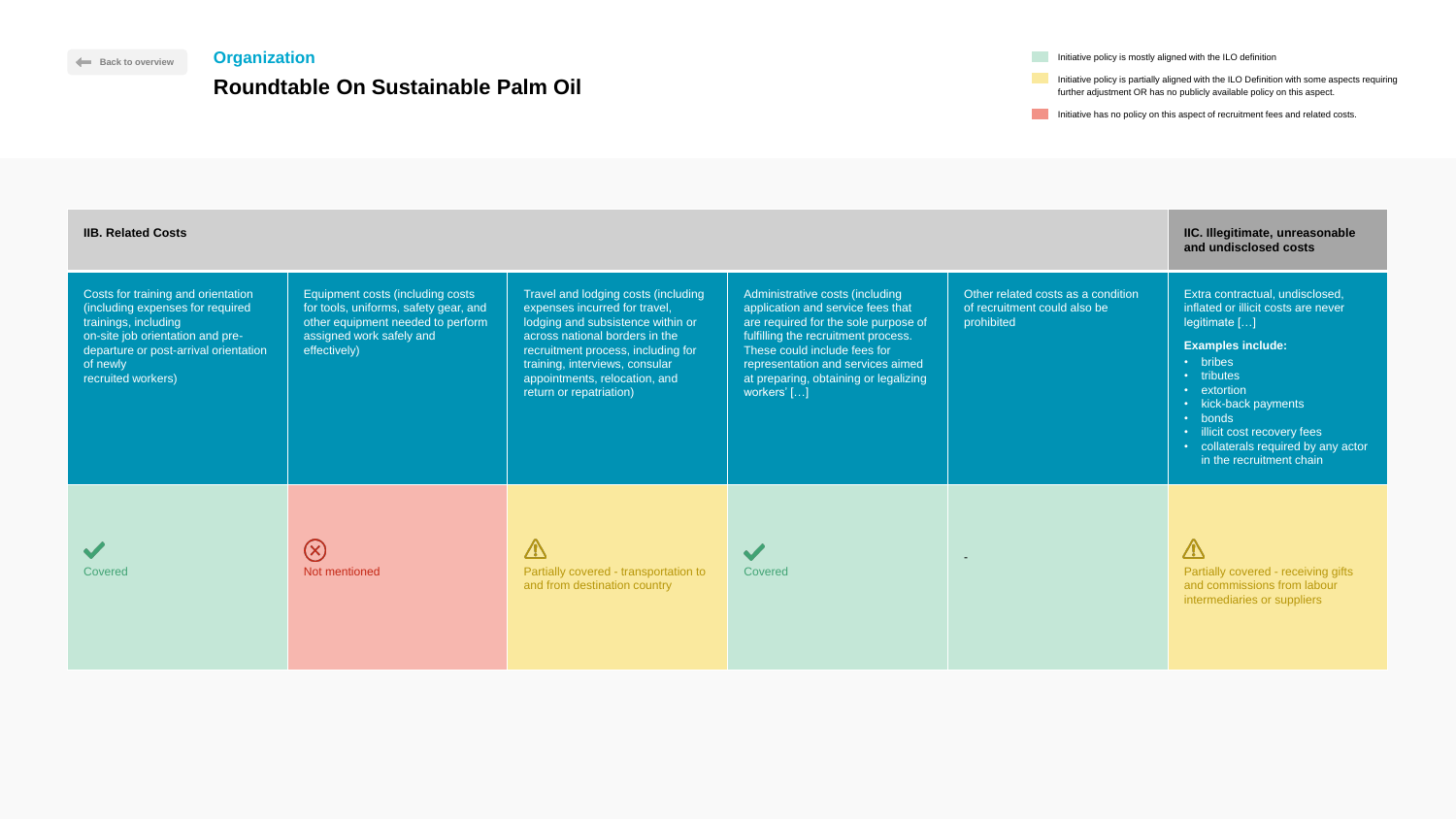Back to overview

## Organization

# Roundtable On Sustainable Palm Oil

- Initiative policy is mostly aligned with the ILO definition
- Initiative policy is partially aligned with the ILO Definition with some aspects requiring further adjustment OR has no publicly available policy on this aspect.
- Initiative has no policy on this aspect of recruitment fees and related costs.

| IIB. Related Costs | | | | | IIC. Illegitimate, unreasonable and undisclosed costs |
|---|---|---|---|---|---|
| Costs for training and orientation (including expenses for required trainings, including on-site job orientation and pre-departure or post-arrival orientation of newly recruited workers) | Equipment costs (including costs for tools, uniforms, safety gear, and other equipment needed to perform assigned work safely and effectively) | Travel and lodging costs (including expenses incurred for travel, lodging and subsistence within or across national borders in the recruitment process, including for training, interviews, consular appointments, relocation, and return or repatriation) | Administrative costs (including application and service fees that are required for the sole purpose of fulfilling the recruitment process. These could include fees for representation and services aimed at preparing, obtaining or legalizing workers' […] | Other related costs as a condition of recruitment could also be prohibited | Extra contractual, undisclosed, inflated or illicit costs are never legitimate […] **Examples include:** • bribes • tributes • extortion • kick-back payments • bonds • illicit cost recovery fees • collaterals required by any actor in the recruitment chain |
| Covered | Not mentioned | Partially covered - transportation to and from destination country | Covered | - | Partially covered - receiving gifts and commissions from labour intermediaries or suppliers |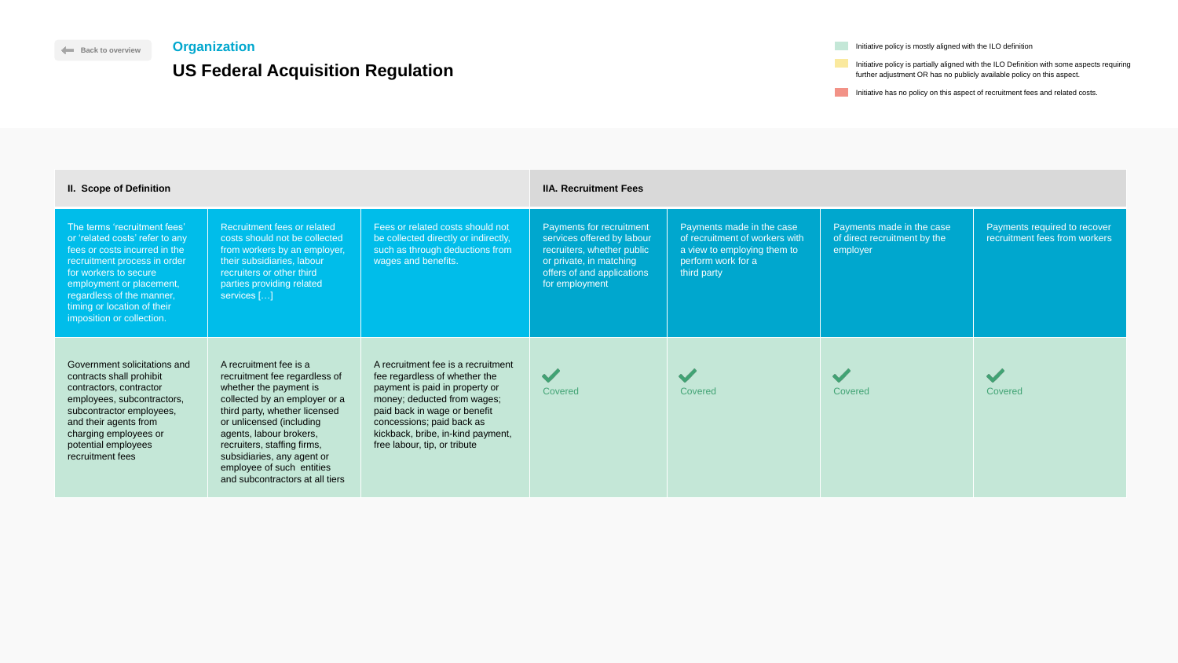Back to overview

**Organization**

# US Federal Acquisition Regulation

Initiative policy is mostly aligned with the ILO definition

Initiative policy is partially aligned with the ILO Definition with some aspects requiring further adjustment OR has no publicly available policy on this aspect.

Initiative has no policy on this aspect of recruitment fees and related costs.

| **II. Scope of Definition** | | | **IIA. Recruitment Fees** | | | |
|---|---|---|---|---|---|---|
| The terms 'recruitment fees' or 'related costs' refer to any fees or costs incurred in the recruitment process in order for workers to secure employment or placement, regardless of the manner, timing or location of their imposition or collection. | Recruitment fees or related costs should not be collected from workers by an employer, their subsidiaries, labour recruiters or other third parties providing related services […] | Fees or related costs should not be collected directly or indirectly, such as through deductions from wages and benefits. | Payments for recruitment services offered by labour recruiters, whether public or private, in matching offers of and applications for employment | Payments made in the case of recruitment of workers with a view to employing them to perform work for a third party | Payments made in the case of direct recruitment by the employer | Payments required to recover recruitment fees from workers |
| Government solicitations and contracts shall prohibit contractors, contractor employees, subcontractors, subcontractor employees, and their agents from charging employees or potential employees recruitment fees | A recruitment fee is a recruitment fee regardless of whether the payment is collected by an employer or a third party, whether licensed or unlicensed (including agents, labour brokers, recruiters, staffing firms, subsidiaries, any agent or employee of such entities and subcontractors at all tiers | A recruitment fee is a recruitment fee regardless of whether the payment is paid in property or money; deducted from wages; paid back in wage or benefit concessions; paid back as kickback, bribe, in-kind payment, free labour, tip, or tribute | ✔ Covered | ✔ Covered | ✔ Covered | ✔ Covered |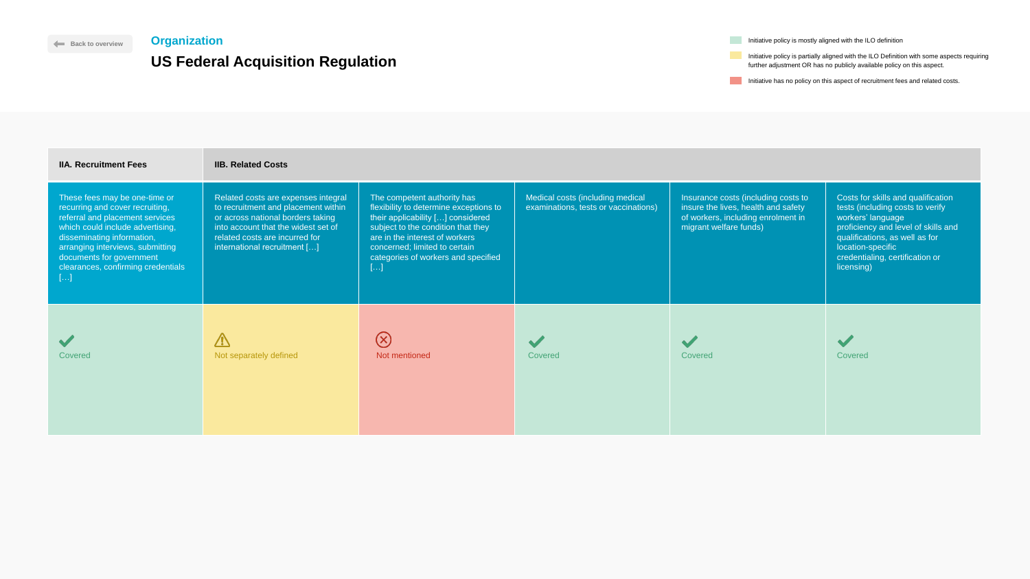Back to overview

## Organization

# US Federal Acquisition Regulation

- Initiative policy is mostly aligned with the ILO definition
- Initiative policy is partially aligned with the ILO Definition with some aspects requiring further adjustment OR has no publicly available policy on this aspect.
- Initiative has no policy on this aspect of recruitment fees and related costs.

| IIA. Recruitment Fees | IIB. Related Costs | | | | |
|---|---|---|---|---|---|
| These fees may be one-time or recurring and cover recruiting, referral and placement services which could include advertising, disseminating information, arranging interviews, submitting documents for government clearances, confirming credentials […] | Related costs are expenses integral to recruitment and placement within or across national borders taking into account that the widest set of related costs are incurred for international recruitment […] | The competent authority has flexibility to determine exceptions to their applicability […] considered subject to the condition that they are in the interest of workers concerned; limited to certain categories of workers and specified […] | Medical costs (including medical examinations, tests or vaccinations) | Insurance costs (including costs to insure the lives, health and safety of workers, including enrolment in migrant welfare funds) | Costs for skills and qualification tests (including costs to verify workers' language proficiency and level of skills and qualifications, as well as for location-specific credentialing, certification or licensing) |
| Covered | Not separately defined | Not mentioned | Covered | Covered | Covered |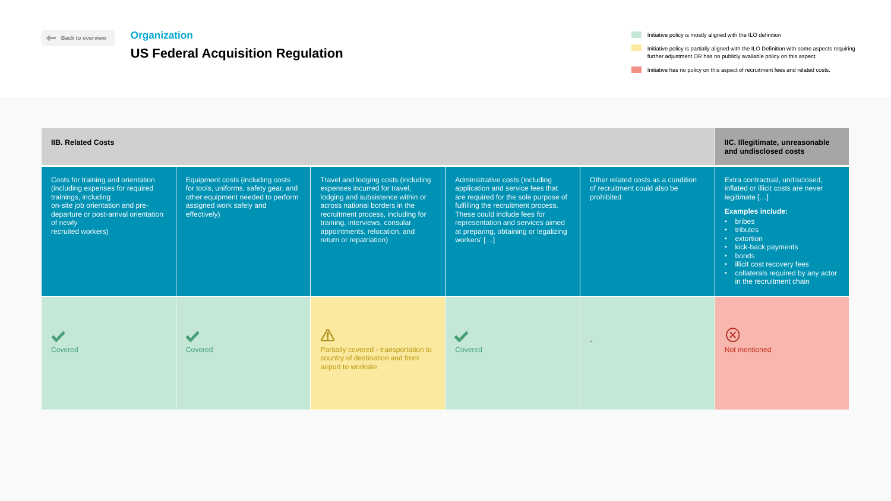Back to overview

## Organization

# US Federal Acquisition Regulation

- Initiative policy is mostly aligned with the ILO definition
- Initiative policy is partially aligned with the ILO Definition with some aspects requiring further adjustment OR has no publicly available policy on this aspect.
- Initiative has no policy on this aspect of recruitment fees and related costs.

| **IIB. Related Costs** | | | | | **IIC. Illegitimate, unreasonable and undisclosed costs** |
|---|---|---|---|---|---|
| Costs for training and orientation (including expenses for required trainings, including on-site job orientation and pre-departure or post-arrival orientation of newly recruited workers) | Equipment costs (including costs for tools, uniforms, safety gear, and other equipment needed to perform assigned work safely and effectively) | Travel and lodging costs (including expenses incurred for travel, lodging and subsistence within or across national borders in the recruitment process, including for training, interviews, consular appointments, relocation, and return or repatriation) | Administrative costs (including application and service fees that are required for the sole purpose of fulfilling the recruitment process. These could include fees for representation and services aimed at preparing, obtaining or legalizing workers' […] | Other related costs as a condition of recruitment could also be prohibited | Extra contractual, undisclosed, inflated or illicit costs are never legitimate […] **Examples include:** • bribes • tributes • extortion • kick-back payments • bonds • illicit cost recovery fees • collaterals required by any actor in the recruitment chain |
| Covered | Covered | Partially covered - transportation to country of destination and from airport to worksite | Covered | - | Not mentioned |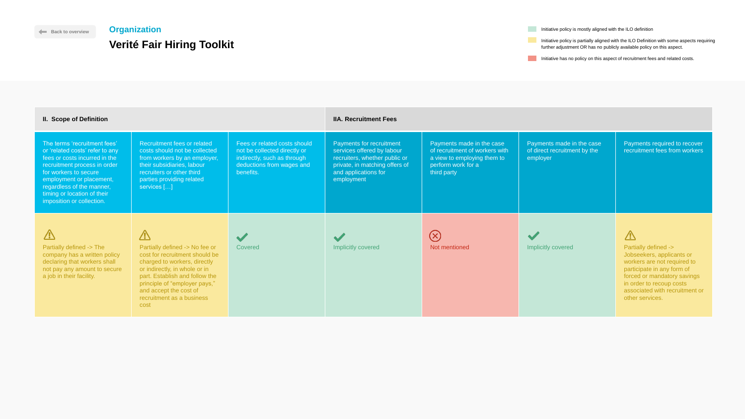Back to overview

**Organization**

# Verité Fair Hiring Toolkit

- Initiative policy is mostly aligned with the ILO definition
- Initiative policy is partially aligned with the ILO Definition with some aspects requiring further adjustment OR has no publicly available policy on this aspect.
- Initiative has no policy on this aspect of recruitment fees and related costs.

| II. Scope of Definition | | | IIA. Recruitment Fees | | | |
|---|---|---|---|---|---|---|
| The terms 'recruitment fees' or 'related costs' refer to any fees or costs incurred in the recruitment process in order for workers to secure employment or placement, regardless of the manner, timing or location of their imposition or collection. | Recruitment fees or related costs should not be collected from workers by an employer, their subsidiaries, labour recruiters or other third parties providing related services […] | Fees or related costs should not be collected directly or indirectly, such as through deductions from wages and benefits. | Payments for recruitment services offered by labour recruiters, whether public or private, in matching offers of and applications for employment | Payments made in the case of recruitment of workers with a view to employing them to perform work for a third party | Payments made in the case of direct recruitment by the employer | Payments required to recover recruitment fees from workers |
| Partially defined -> The company has a written policy declaring that workers shall not pay any amount to secure a job in their facility. | Partially defined -> No fee or cost for recruitment should be charged to workers, directly or indirectly, in whole or in part. Establish and follow the principle of "employer pays," and accept the cost of recruitment as a business cost | Covered | Implicitly covered | Not mentioned | Implicitly covered | Partially defined -> Jobseekers, applicants or workers are not required to participate in any form of forced or mandatory savings in order to recoup costs associated with recruitment or other services. |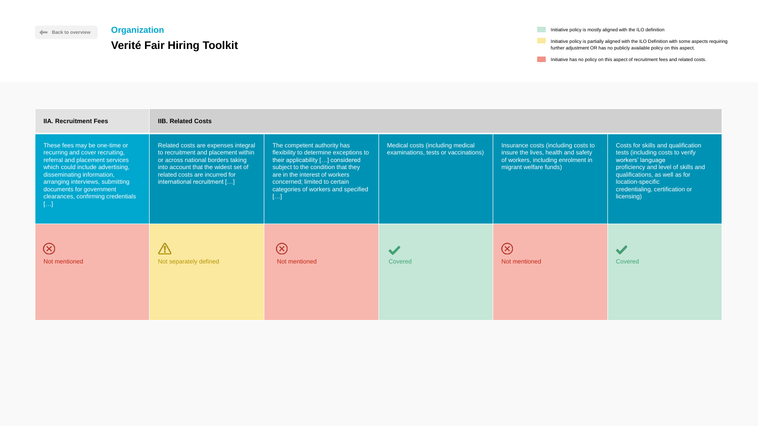Back to overview

## Organization

# Verité Fair Hiring Toolkit

- Initiative policy is mostly aligned with the ILO definition
- Initiative policy is partially aligned with the ILO Definition with some aspects requiring further adjustment OR has no publicly available policy on this aspect.
- Initiative has no policy on this aspect of recruitment fees and related costs.

| IIA. Recruitment Fees | IIB. Related Costs | | | | |
|---|---|---|---|---|---|
| These fees may be one-time or recurring and cover recruiting, referral and placement services which could include advertising, disseminating information, arranging interviews, submitting documents for government clearances, confirming credentials […] | Related costs are expenses integral to recruitment and placement within or across national borders taking into account that the widest set of related costs are incurred for international recruitment […] | The competent authority has flexibility to determine exceptions to their applicability […] considered subject to the condition that they are in the interest of workers concerned; limited to certain categories of workers and specified […] | Medical costs (including medical examinations, tests or vaccinations) | Insurance costs (including costs to insure the lives, health and safety of workers, including enrolment in migrant welfare funds) | Costs for skills and qualification tests (including costs to verify workers' language proficiency and level of skills and qualifications, as well as for location-specific credentialing, certification or licensing) |
| Not mentioned | Not separately defined | Not mentioned | Covered | Not mentioned | Covered |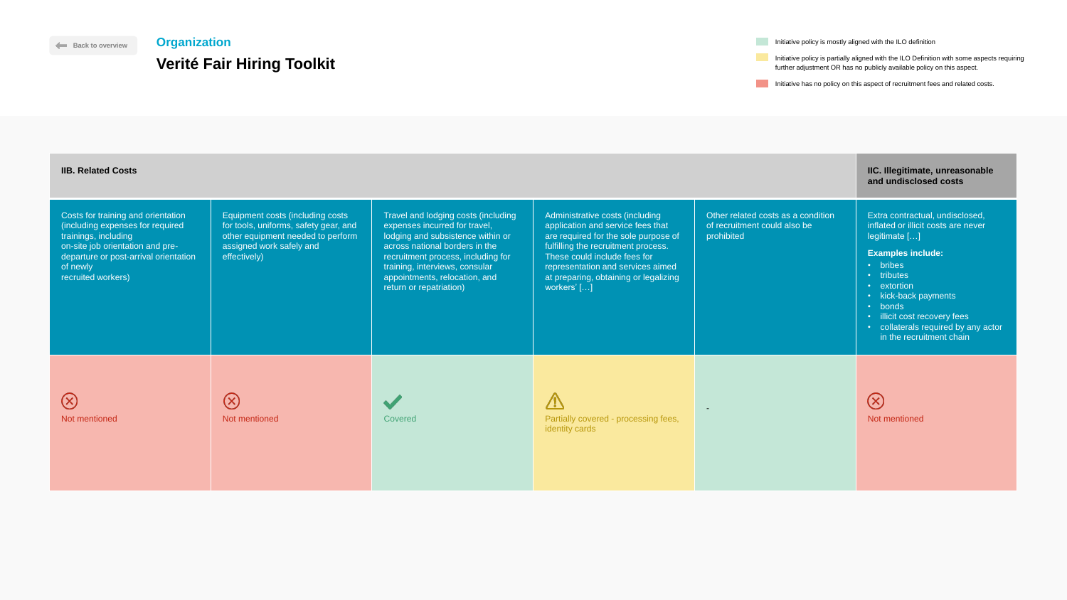Back to overview

## Organization

# Verité Fair Hiring Toolkit

- Initiative policy is mostly aligned with the ILO definition
- Initiative policy is partially aligned with the ILO Definition with some aspects requiring further adjustment OR has no publicly available policy on this aspect.
- Initiative has no policy on this aspect of recruitment fees and related costs.

| IIB. Related Costs | | | | | IIC. Illegitimate, unreasonable and undisclosed costs |
|---|---|---|---|---|---|
| Costs for training and orientation (including expenses for required trainings, including on-site job orientation and pre-departure or post-arrival orientation of newly recruited workers) | Equipment costs (including costs for tools, uniforms, safety gear, and other equipment needed to perform assigned work safely and effectively) | Travel and lodging costs (including expenses incurred for travel, lodging and subsistence within or across national borders in the recruitment process, including for training, interviews, consular appointments, relocation, and return or repatriation) | Administrative costs (including application and service fees that are required for the sole purpose of fulfilling the recruitment process. These could include fees for representation and services aimed at preparing, obtaining or legalizing workers' […] | Other related costs as a condition of recruitment could also be prohibited | Extra contractual, undisclosed, inflated or illicit costs are never legitimate […] **Examples include:** • bribes • tributes • extortion • kick-back payments • bonds • illicit cost recovery fees • collaterals required by any actor in the recruitment chain |
| Not mentioned | Not mentioned | Covered | Partially covered - processing fees, identity cards | - | Not mentioned |